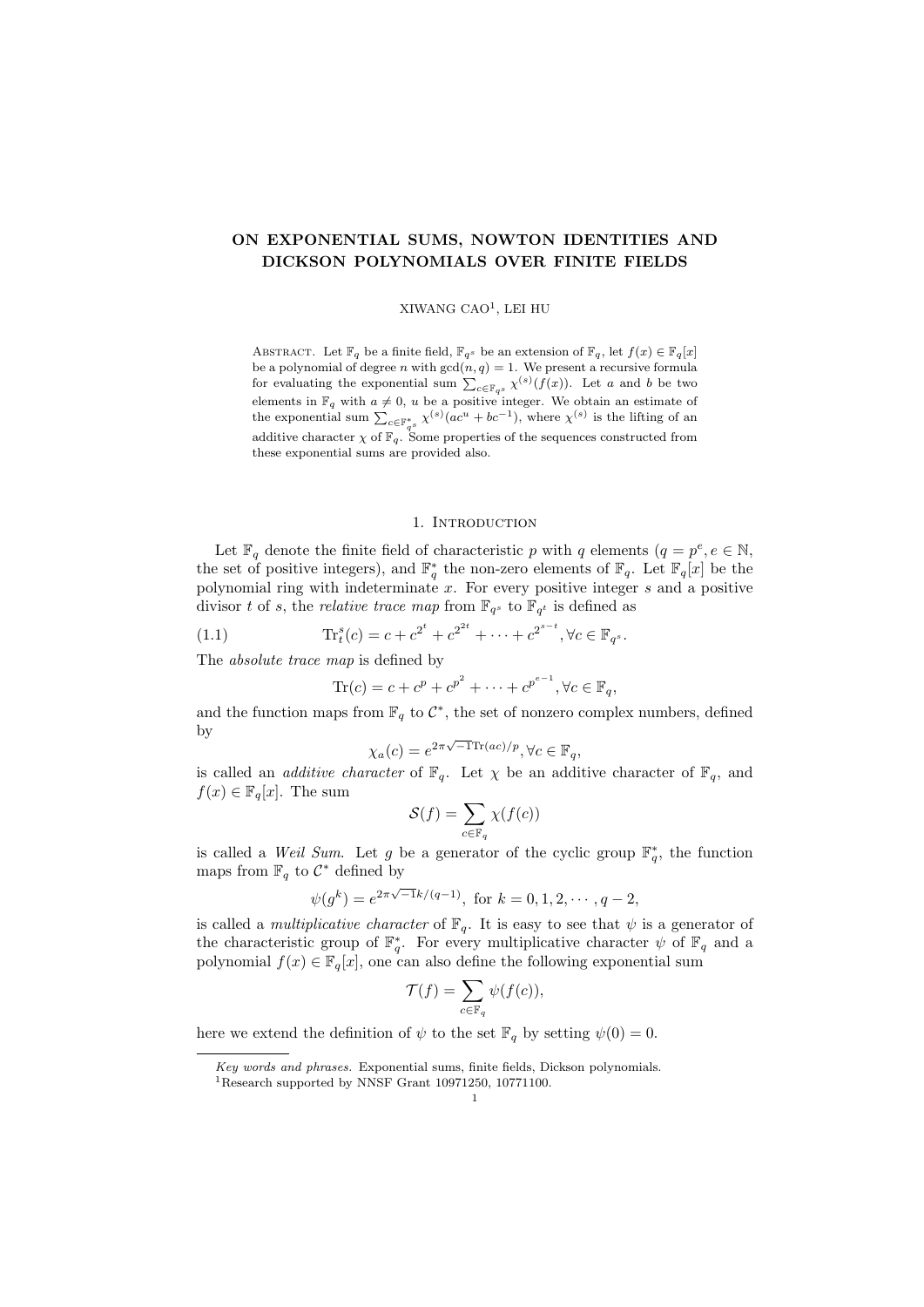# ON EXPONENTIAL SUMS, NOWTON IDENTITIES AND DICKSON POLYNOMIALS OVER FINITE FIELDS

XIWANG CAO[1], LEI HU

Abstract. Let $\mathbb{F}_q$ be a finite field, $\mathbb{F}_{q^s}$ be an extension of $\mathbb{F}_q$, let $f(x) \in \mathbb{F}_q[x]$ be a polynomial of degree $n$ with $\gcd(n, q) = 1$. We present a recursive formula for evaluating the exponential sum $\sum_{c\in\mathbb{F}_{q^s}} \chi^{(s)}(f(x))$. Let $a$ and $b$ be two elements in $\mathbb{F}_q$ with $a \neq 0$, $u$ be a positive integer. We obtain an estimate of the exponential sum $\sum_{c\in\mathbb{F}^*_{q^s}} \chi^{(s)}(ac^u + bc^{-1})$, where $\chi^{(s)}$ is the lifting of an additive character $\chi$ of $\mathbb{F}_q$. Some properties of the sequences constructed from these exponential sums are provided also.

## 1. Introduction

Let $\mathbb{F}_q$ denote the finite field of characteristic $p$ with $q$ elements ($q = p^e, e \in \mathbb{N}$, the set of positive integers), and $\mathbb{F}^*_q$ the non-zero elements of $\mathbb{F}_q$. Let $\mathbb{F}_q[x]$ be the polynomial ring with indeterminate $x$. For every positive integer $s$ and a positive divisor $t$ of $s$, the *relative trace map* from $\mathbb{F}_{q^s}$ to $\mathbb{F}_{q^t}$ is defined as

$$\mathrm{Tr}^s_t(c) = c + c^{2^t} + c^{2^{2t}} + \cdots + c^{2^{s-t}}, \forall c \in \mathbb{F}_{q^s}. \tag{1.1}$$

The *absolute trace map* is defined by

$$\mathrm{Tr}(c) = c + c^p + c^{p^2} + \cdots + c^{p^{e-1}}, \forall c \in \mathbb{F}_q,$$

and the function maps from $\mathbb{F}_q$ to $\mathcal{C}^*$, the set of nonzero complex numbers, defined by

$$\chi_a(c) = e^{2\pi\sqrt{-1}\mathrm{Tr}(ac)/p}, \forall c \in \mathbb{F}_q,$$

is called an *additive character* of $\mathbb{F}_q$. Let $\chi$ be an additive character of $\mathbb{F}_q$, and $f(x) \in \mathbb{F}_q[x]$. The sum

$$\mathcal{S}(f) = \sum_{c\in\mathbb{F}_q} \chi(f(c))$$

is called a *Weil Sum*. Let $g$ be a generator of the cyclic group $\mathbb{F}^*_q$, the function maps from $\mathbb{F}_q$ to $\mathcal{C}^*$ defined by

$$\psi(g^k) = e^{2\pi\sqrt{-1}k/(q-1)}, \text{ for } k = 0, 1, 2, \cdots, q - 2,$$

is called a *multiplicative character* of $\mathbb{F}_q$. It is easy to see that $\psi$ is a generator of the characteristic group of $\mathbb{F}^*_q$. For every multiplicative character $\psi$ of $\mathbb{F}_q$ and a polynomial $f(x) \in \mathbb{F}_q[x]$, one can also define the following exponential sum

$$\mathcal{T}(f) = \sum_{c\in\mathbb{F}_q} \psi(f(c)),$$

here we extend the definition of $\psi$ to the set $\mathbb{F}_q$ by setting $\psi(0) = 0$.

*Key words and phrases.* Exponential sums, finite fields, Dickson polynomials.

[1]Research supported by NNSF Grant 10971250, 10771100.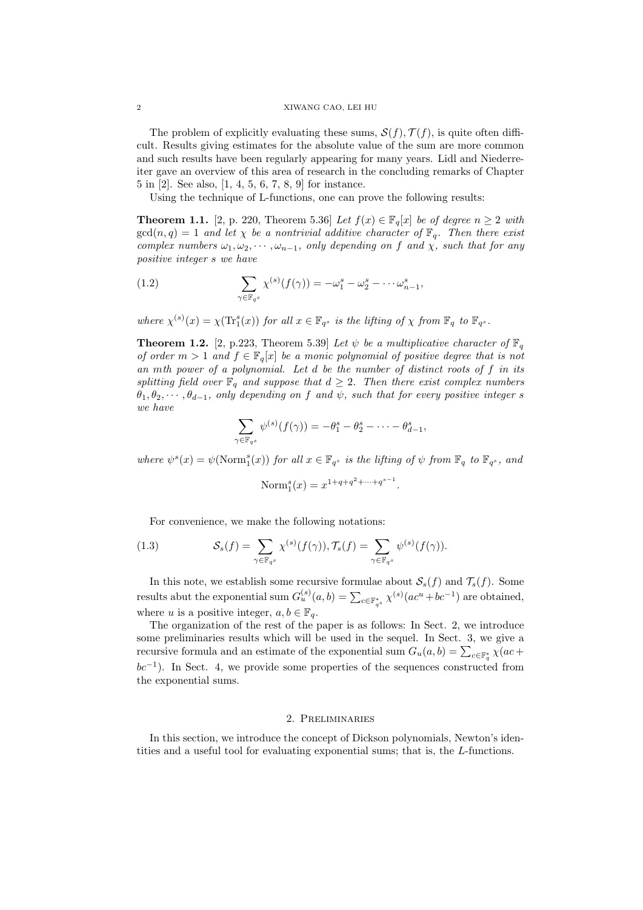The problem of explicitly evaluating these sums, $\mathcal{S}(f), \mathcal{T}(f)$, is quite often difficult. Results giving estimates for the absolute value of the sum are more common and such results have been regularly appearing for many years. Lidl and Niederreiter gave an overview of this area of research in the concluding remarks of Chapter 5 in [2]. See also, [1, 4, 5, 6, 7, 8, 9] for instance.

Using the technique of L-functions, one can prove the following results:

**Theorem 1.1.** [2, p. 220, Theorem 5.36] *Let $f(x) \in \mathbb{F}_q[x]$ be of degree $n \geq 2$ with $\gcd(n, q) = 1$ and let $\chi$ be a nontrivial additive character of $\mathbb{F}_q$. Then there exist complex numbers $\omega_1, \omega_2, \cdots, \omega_{n-1}$, only depending on $f$ and $\chi$, such that for any positive integer $s$ we have*

$$\sum_{\gamma \in \mathbb{F}_{q^s}} \chi^{(s)}(f(\gamma)) = -\omega_1^s - \omega_2^s - \cdots \omega_{n-1}^s, \tag{1.2}$$

*where $\chi^{(s)}(x) = \chi(\mathrm{Tr}_1^s(x))$ for all $x \in \mathbb{F}_{q^s}$ is the lifting of $\chi$ from $\mathbb{F}_q$ to $\mathbb{F}_{q^s}$.*

**Theorem 1.2.** [2, p.223, Theorem 5.39] *Let $\psi$ be a multiplicative character of $\mathbb{F}_q$ of order $m > 1$ and $f \in \mathbb{F}_q[x]$ be a monic polynomial of positive degree that is not an mth power of a polynomial. Let $d$ be the number of distinct roots of $f$ in its splitting field over $\mathbb{F}_q$ and suppose that $d \geq 2$. Then there exist complex numbers $\theta_1, \theta_2, \cdots, \theta_{d-1}$, only depending on $f$ and $\psi$, such that for every positive integer $s$ we have*

$$\sum_{\gamma \in \mathbb{F}_{q^s}} \psi^{(s)}(f(\gamma)) = -\theta_1^s - \theta_2^s - \cdots - \theta_{d-1}^s,$$

*where $\psi^s(x) = \psi(\mathrm{Norm}_1^s(x))$ for all $x \in \mathbb{F}_{q^s}$ is the lifting of $\psi$ from $\mathbb{F}_q$ to $\mathbb{F}_{q^s}$, and*

$$\mathrm{Norm}_1^s(x) = x^{1+q+q^2+\cdots+q^{s-1}}.$$

For convenience, we make the following notations:

$$\mathcal{S}_s(f) = \sum_{\gamma \in \mathbb{F}_{q^s}} \chi^{(s)}(f(\gamma)), \mathcal{T}_s(f) = \sum_{\gamma \in \mathbb{F}_{q^s}} \psi^{(s)}(f(\gamma)). \tag{1.3}$$

In this note, we establish some recursive formulae about $\mathcal{S}_s(f)$ and $\mathcal{T}_s(f)$. Some results abut the exponential sum $G_u^{(s)}(a, b) = \sum_{c \in \mathbb{F}_{q^s}^*} \chi^{(s)}(ac^u + bc^{-1})$ are obtained, where $u$ is a positive integer, $a, b \in \mathbb{F}_q$.

The organization of the rest of the paper is as follows: In Sect. 2, we introduce some preliminaries results which will be used in the sequel. In Sect. 3, we give a recursive formula and an estimate of the exponential sum $G_u(a, b) = \sum_{c \in \mathbb{F}_q^*} \chi(ac + bc^{-1})$. In Sect. 4, we provide some properties of the sequences constructed from the exponential sums.

## 2. Preliminaries

In this section, we introduce the concept of Dickson polynomials, Newton's identities and a useful tool for evaluating exponential sums; that is, the *L*-functions.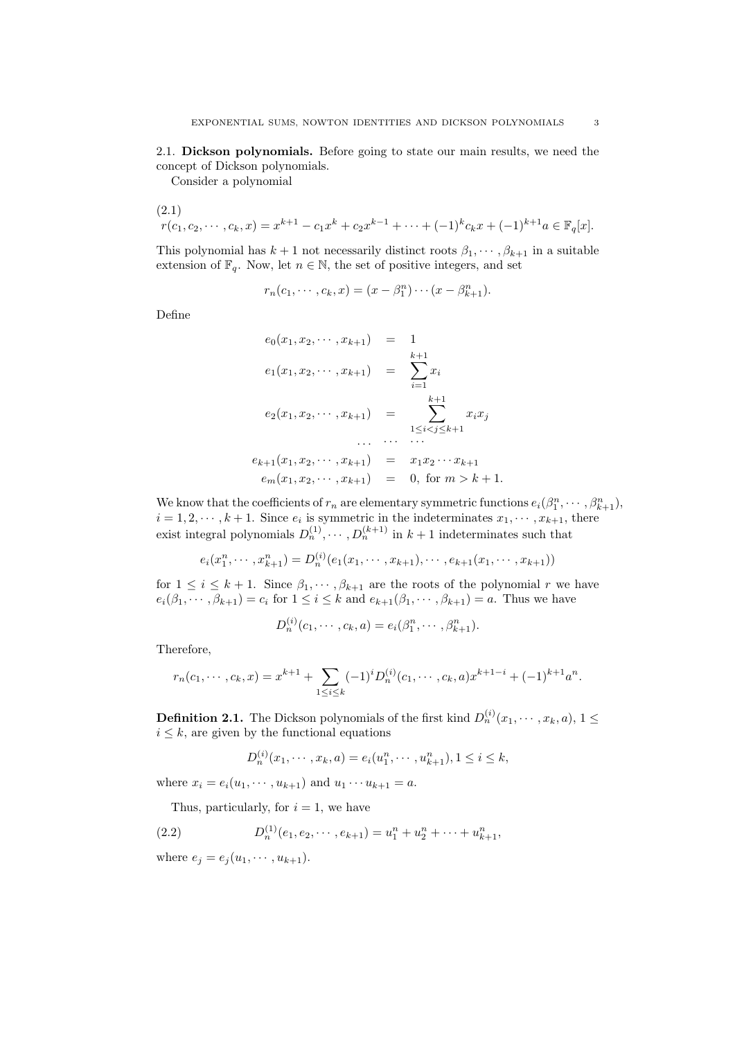### 2.1. **Dickson polynomials.**

Before going to state our main results, we need the concept of Dickson polynomials.

Consider a polynomial

$$r(c_1, c_2, \cdots, c_k, x) = x^{k+1} - c_1x^k + c_2x^{k-1} + \cdots + (-1)^k c_k x + (-1)^{k+1} a \in \mathbb{F}_q[x]. \tag{2.1}$$

This polynomial has $k+1$ not necessarily distinct roots $\beta_1, \cdots, \beta_{k+1}$ in a suitable extension of $\mathbb{F}_q$. Now, let $n \in \mathbb{N}$, the set of positive integers, and set

$$r_n(c_1, \cdots, c_k, x) = (x - \beta_1^n) \cdots (x - \beta_{k+1}^n).$$

Define

$$\begin{aligned}
e_0(x_1, x_2, \cdots, x_{k+1}) &= 1 \\
e_1(x_1, x_2, \cdots, x_{k+1}) &= \sum_{i=1}^{k+1} x_i \\
e_2(x_1, x_2, \cdots, x_{k+1}) &= \sum_{1 \le i < j \le k+1}^{k+1} x_i x_j \\
\cdots &\cdots \cdots \\
e_{k+1}(x_1, x_2, \cdots, x_{k+1}) &= x_1 x_2 \cdots x_{k+1} \\
e_m(x_1, x_2, \cdots, x_{k+1}) &= 0, \text{ for } m > k+1.
\end{aligned}$$

We know that the coefficients of $r_n$ are elementary symmetric functions $e_i(\beta_1^n, \cdots, \beta_{k+1}^n)$, $i = 1, 2, \cdots, k+1$. Since $e_i$ is symmetric in the indeterminates $x_1, \cdots, x_{k+1}$, there exist integral polynomials $D_n^{(1)}, \cdots, D_n^{(k+1)}$ in $k+1$ indeterminates such that

$$e_i(x_1^n, \cdots, x_{k+1}^n) = D_n^{(i)}(e_1(x_1, \cdots, x_{k+1}), \cdots, e_{k+1}(x_1, \cdots, x_{k+1}))$$

for $1 \le i \le k+1$. Since $\beta_1, \cdots, \beta_{k+1}$ are the roots of the polynomial $r$ we have $e_i(\beta_1, \cdots, \beta_{k+1}) = c_i$ for $1 \le i \le k$ and $e_{k+1}(\beta_1, \cdots, \beta_{k+1}) = a$. Thus we have

$$D_n^{(i)}(c_1, \cdots, c_k, a) = e_i(\beta_1^n, \cdots, \beta_{k+1}^n).$$

Therefore,

$$r_n(c_1, \cdots, c_k, x) = x^{k+1} + \sum_{1 \le i \le k} (-1)^i D_n^{(i)}(c_1, \cdots, c_k, a) x^{k+1-i} + (-1)^{k+1} a^n.$$

**Definition 2.1.** The Dickson polynomials of the first kind $D_n^{(i)}(x_1, \cdots, x_k, a)$, $1 \le i \le k$, are given by the functional equations

$$D_n^{(i)}(x_1, \cdots, x_k, a) = e_i(u_1^n, \cdots, u_{k+1}^n), 1 \le i \le k,$$

where $x_i = e_i(u_1, \cdots, u_{k+1})$ and $u_1 \cdots u_{k+1} = a$.

Thus, particularly, for $i = 1$, we have

$$D_n^{(1)}(e_1, e_2, \cdots, e_{k+1}) = u_1^n + u_2^n + \cdots + u_{k+1}^n, \tag{2.2}$$

where $e_j = e_j(u_1, \cdots, u_{k+1})$.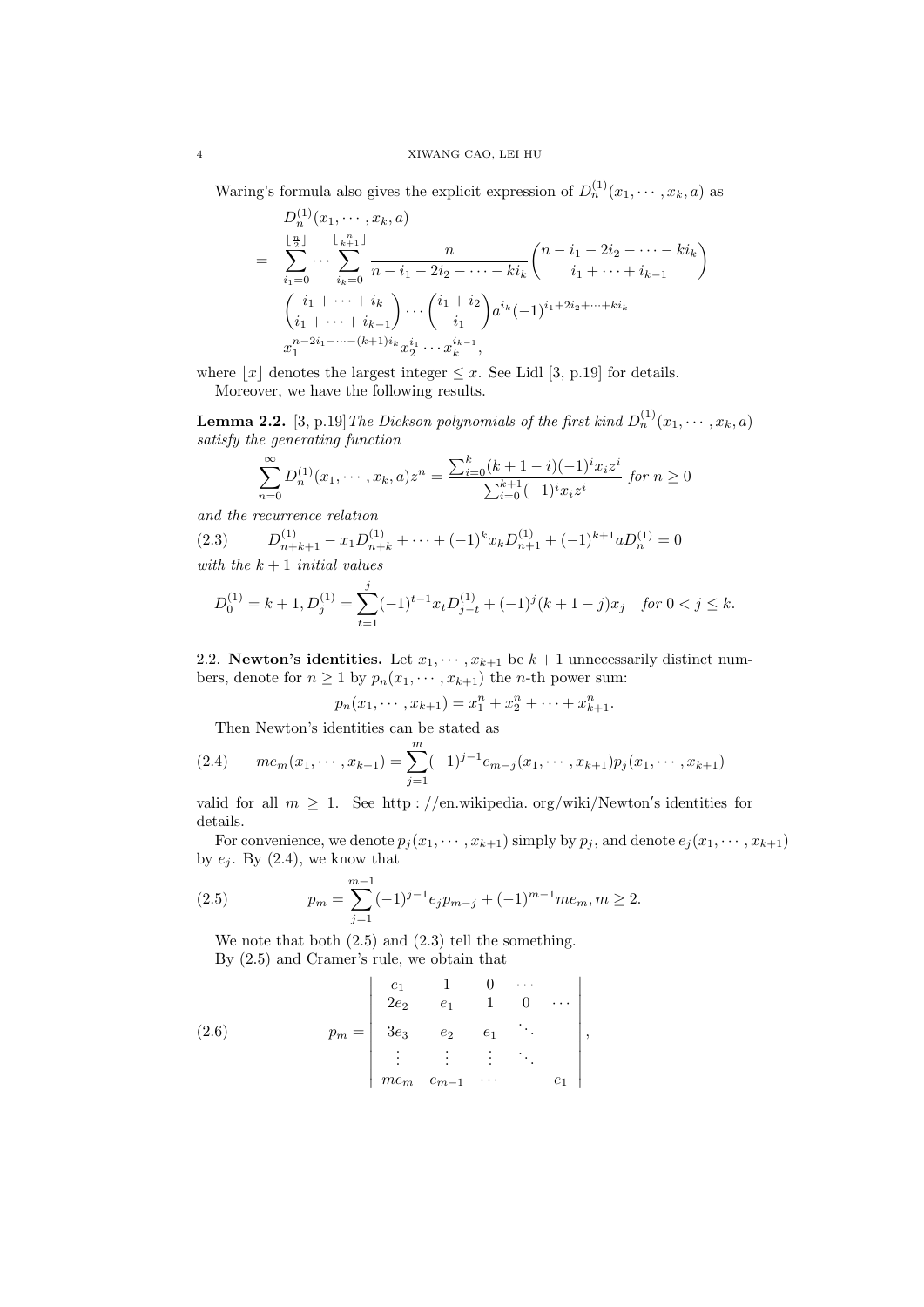Waring's formula also gives the explicit expression of $D_n^{(1)}(x_1, \cdots, x_k, a)$ as

$$
\begin{aligned}
& D_n^{(1)}(x_1, \cdots, x_k, a) \\
= \ & \sum_{i_1=0}^{\lfloor \frac{n}{2} \rfloor} \cdots \sum_{i_k=0}^{\lfloor \frac{n}{k+1} \rfloor} \frac{n}{n - i_1 - 2i_2 - \cdots - ki_k} \binom{n - i_1 - 2i_2 - \cdots - ki_k}{i_1 + \cdots + i_{k-1}} \\
& \binom{i_1 + \cdots + i_k}{i_1 + \cdots + i_{k-1}} \cdots \binom{i_1 + i_2}{i_1} a^{i_k} (-1)^{i_1 + 2i_2 + \cdots + ki_k} \\
& x_1^{n - 2i_1 - \cdots - (k+1)i_k} x_2^{i_1} \cdots x_k^{i_{k-1}},
\end{aligned}
$$

where $\lfloor x \rfloor$ denotes the largest integer $\leq x$. See Lidl [3, p.19] for details.

Moreover, we have the following results.

**Lemma 2.2.** [3, p.19] *The Dickson polynomials of the first kind $D_n^{(1)}(x_1, \cdots, x_k, a)$ satisfy the generating function*

$$
\sum_{n=0}^{\infty} D_n^{(1)}(x_1, \cdots, x_k, a) z^n = \frac{\sum_{i=0}^{k} (k+1-i)(-1)^i x_i z^i}{\sum_{i=0}^{k+1} (-1)^i x_i z^i} \ \textit{for}\ n \geq 0
$$

*and the recurrence relation*

$$
D_{n+k+1}^{(1)} - x_1 D_{n+k}^{(1)} + \cdots + (-1)^k x_k D_{n+1}^{(1)} + (-1)^{k+1} a D_n^{(1)} = 0 \tag{2.3}
$$

*with the $k+1$ initial values*

$$
D_0^{(1)} = k+1, D_j^{(1)} = \sum_{t=1}^{j} (-1)^{t-1} x_t D_{j-t}^{(1)} + (-1)^j (k+1-j) x_j \quad \textit{for}\ 0 < j \leq k.
$$

2.2. **Newton's identities.** Let $x_1, \cdots, x_{k+1}$ be $k+1$ unnecessarily distinct numbers, denote for $n \geq 1$ by $p_n(x_1, \cdots, x_{k+1})$ the $n$-th power sum:

$$
p_n(x_1, \cdots, x_{k+1}) = x_1^n + x_2^n + \cdots + x_{k+1}^n.
$$

Then Newton's identities can be stated as

$$
m e_m(x_1, \cdots, x_{k+1}) = \sum_{j=1}^{m} (-1)^{j-1} e_{m-j}(x_1, \cdots, x_{k+1}) p_j(x_1, \cdots, x_{k+1}) \tag{2.4}
$$

valid for all $m \geq 1$. See http://en.wikipedia.org/wiki/Newton's identities for details.

For convenience, we denote $p_j(x_1, \cdots, x_{k+1})$ simply by $p_j$, and denote $e_j(x_1, \cdots, x_{k+1})$ by $e_j$. By (2.4), we know that

$$
p_m = \sum_{j=1}^{m-1} (-1)^{j-1} e_j p_{m-j} + (-1)^{m-1} m e_m, m \geq 2. \tag{2.5}
$$

We note that both (2.5) and (2.3) tell the something.

By (2.5) and Cramer's rule, we obtain that

$$
p_m = \begin{vmatrix} e_1 & 1 & 0 & \cdots & \\ 2e_2 & e_1 & 1 & 0 & \cdots \\ 3e_3 & e_2 & e_1 & \ddots & \\ \vdots & \vdots & \vdots & \ddots & \\ me_m & e_{m-1} & \cdots & & e_1 \end{vmatrix}, \tag{2.6}
$$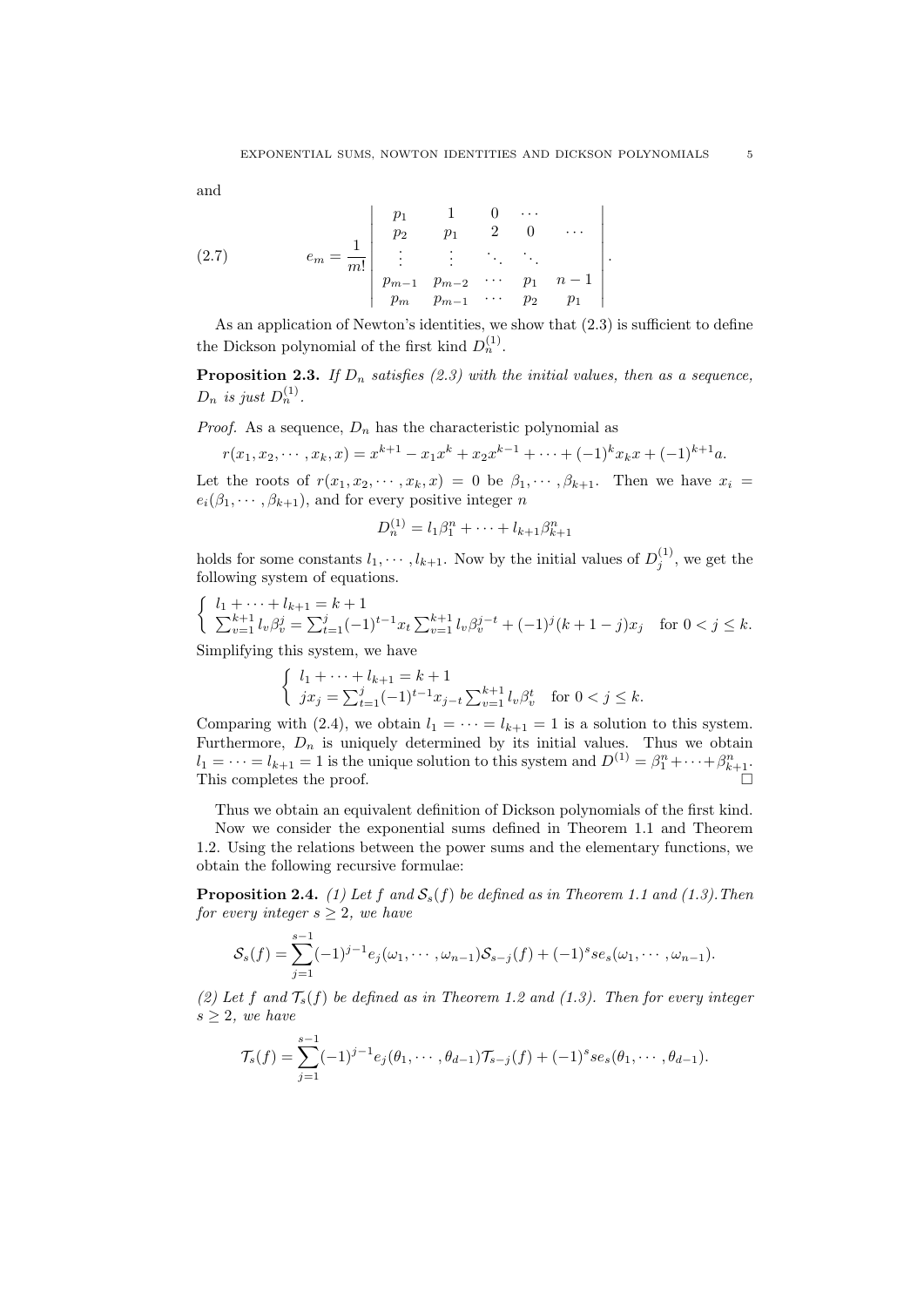and

$$
e_m = \frac{1}{m!} \begin{vmatrix} p_1 & 1 & 0 & \cdots & \\ p_2 & p_1 & 2 & 0 & \cdots \\ \vdots & \vdots & \ddots & \ddots & \\ p_{m-1} & p_{m-2} & \cdots & p_1 & n-1 \\ p_m & p_{m-1} & \cdots & p_2 & p_1 \end{vmatrix}. \tag{2.7}
$$

As an application of Newton's identities, we show that (2.3) is sufficient to define the Dickson polynomial of the first kind $D_n^{(1)}$.

**Proposition 2.3.** *If $D_n$ satisfies (2.3) with the initial values, then as a sequence, $D_n$ is just $D_n^{(1)}$.*

*Proof.* As a sequence, $D_n$ has the characteristic polynomial as

$$
r(x_1, x_2, \cdots, x_k, x) = x^{k+1} - x_1 x^k + x_2 x^{k-1} + \cdots + (-1)^k x_k x + (-1)^{k+1} a.
$$

Let the roots of $r(x_1, x_2, \cdots, x_k, x) = 0$ be $\beta_1, \cdots, \beta_{k+1}$. Then we have $x_i = e_i(\beta_1, \cdots, \beta_{k+1})$, and for every positive integer $n$

$$
D_n^{(1)} = l_1 \beta_1^n + \cdots + l_{k+1} \beta_{k+1}^n
$$

holds for some constants $l_1, \cdots, l_{k+1}$. Now by the initial values of $D_j^{(1)}$, we get the following system of equations.

$$
\begin{cases} l_1 + \cdots + l_{k+1} = k+1 \\ \sum_{v=1}^{k+1} l_v \beta_v^j = \sum_{t=1}^{j} (-1)^{t-1} x_t \sum_{v=1}^{k+1} l_v \beta_v^{j-t} + (-1)^j (k+1-j) x_j \quad \text{for } 0 < j \leq k. \end{cases}
$$

Simplifying this system, we have

$$
\begin{cases} l_1 + \cdots + l_{k+1} = k+1 \\ j x_j = \sum_{t=1}^{j} (-1)^{t-1} x_{j-t} \sum_{v=1}^{k+1} l_v \beta_v^t \quad \text{for } 0 < j \leq k. \end{cases}
$$

Comparing with (2.4), we obtain $l_1 = \cdots = l_{k+1} = 1$ is a solution to this system. Furthermore, $D_n$ is uniquely determined by its initial values. Thus we obtain $l_1 = \cdots = l_{k+1} = 1$ is the unique solution to this system and $D^{(1)} = \beta_1^n + \cdots + \beta_{k+1}^n$. This completes the proof. □

Thus we obtain an equivalent definition of Dickson polynomials of the first kind.

Now we consider the exponential sums defined in Theorem 1.1 and Theorem 1.2. Using the relations between the power sums and the elementary functions, we obtain the following recursive formulae:

**Proposition 2.4.** *(1) Let $f$ and $\mathcal{S}_s(f)$ be defined as in Theorem 1.1 and (1.3). Then for every integer $s \geq 2$, we have*

$$
\mathcal{S}_s(f) = \sum_{j=1}^{s-1} (-1)^{j-1} e_j(\omega_1, \cdots, \omega_{n-1}) \mathcal{S}_{s-j}(f) + (-1)^s s e_s(\omega_1, \cdots, \omega_{n-1}).
$$

*(2) Let $f$ and $\mathcal{T}_s(f)$ be defined as in Theorem 1.2 and (1.3). Then for every integer $s \geq 2$, we have*

$$
\mathcal{T}_s(f) = \sum_{j=1}^{s-1} (-1)^{j-1} e_j(\theta_1, \cdots, \theta_{d-1}) \mathcal{T}_{s-j}(f) + (-1)^s s e_s(\theta_1, \cdots, \theta_{d-1}).
$$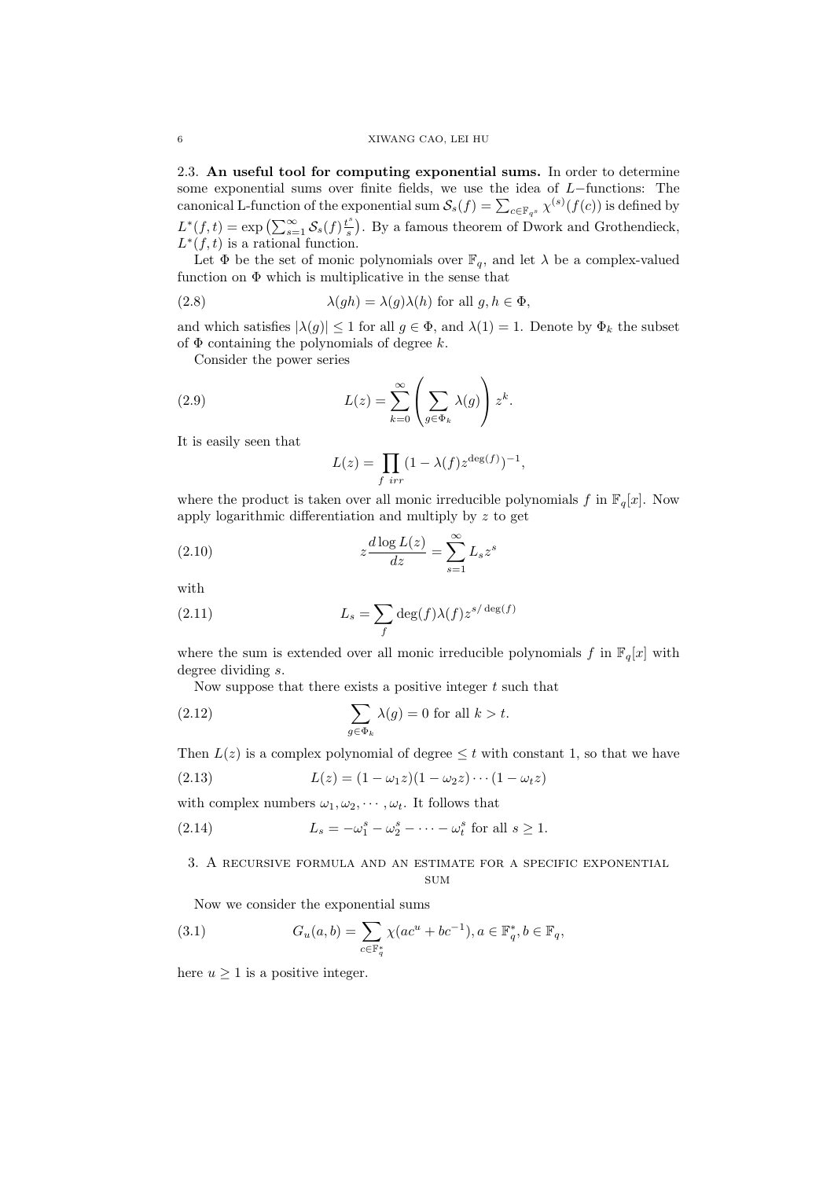**2.3. An useful tool for computing exponential sums.** In order to determine some exponential sums over finite fields, we use the idea of $L-$functions: The canonical L-function of the exponential sum $\mathcal{S}_s(f) = \sum_{c \in \mathbb{F}_{q^s}} \chi^{(s)}(f(c))$ is defined by $L^*(f,t) = \exp\left(\sum_{s=1}^{\infty} \mathcal{S}_s(f)\frac{t^s}{s}\right)$. By a famous theorem of Dwork and Grothendieck, $L^*(f,t)$ is a rational function.

Let $\Phi$ be the set of monic polynomials over $\mathbb{F}_q$, and let $\lambda$ be a complex-valued function on $\Phi$ which is multiplicative in the sense that

$$\lambda(gh) = \lambda(g)\lambda(h) \text{ for all } g, h \in \Phi, \tag{2.8}$$

and which satisfies $|\lambda(g)| \leq 1$ for all $g \in \Phi$, and $\lambda(1) = 1$. Denote by $\Phi_k$ the subset of $\Phi$ containing the polynomials of degree $k$.

Consider the power series

$$L(z) = \sum_{k=0}^{\infty} \left( \sum_{g \in \Phi_k} \lambda(g) \right) z^k. \tag{2.9}$$

It is easily seen that

$$L(z) = \prod_{f \ irr} (1 - \lambda(f) z^{\deg(f)})^{-1},$$

where the product is taken over all monic irreducible polynomials $f$ in $\mathbb{F}_q[x]$. Now apply logarithmic differentiation and multiply by $z$ to get

$$z \frac{d \log L(z)}{dz} = \sum_{s=1}^{\infty} L_s z^s \tag{2.10}$$

with

$$L_s = \sum_{f} \deg(f) \lambda(f) z^{s/\deg(f)} \tag{2.11}$$

where the sum is extended over all monic irreducible polynomials $f$ in $\mathbb{F}_q[x]$ with degree dividing $s$.

Now suppose that there exists a positive integer $t$ such that

$$\sum_{g \in \Phi_k} \lambda(g) = 0 \text{ for all } k > t. \tag{2.12}$$

Then $L(z)$ is a complex polynomial of degree $\leq t$ with constant 1, so that we have

$$L(z) = (1 - \omega_1 z)(1 - \omega_2 z) \cdots (1 - \omega_t z) \tag{2.13}$$

with complex numbers $\omega_1, \omega_2, \cdots, \omega_t$. It follows that

$$L_s = -\omega_1^s - \omega_2^s - \cdots - \omega_t^s \text{ for all } s \geq 1. \tag{2.14}$$

## 3. A recursive formula and an estimate for a specific exponential sum

Now we consider the exponential sums

$$G_u(a, b) = \sum_{c \in \mathbb{F}_q^*} \chi(ac^u + bc^{-1}), a \in \mathbb{F}_q^*, b \in \mathbb{F}_q, \tag{3.1}$$

here $u \geq 1$ is a positive integer.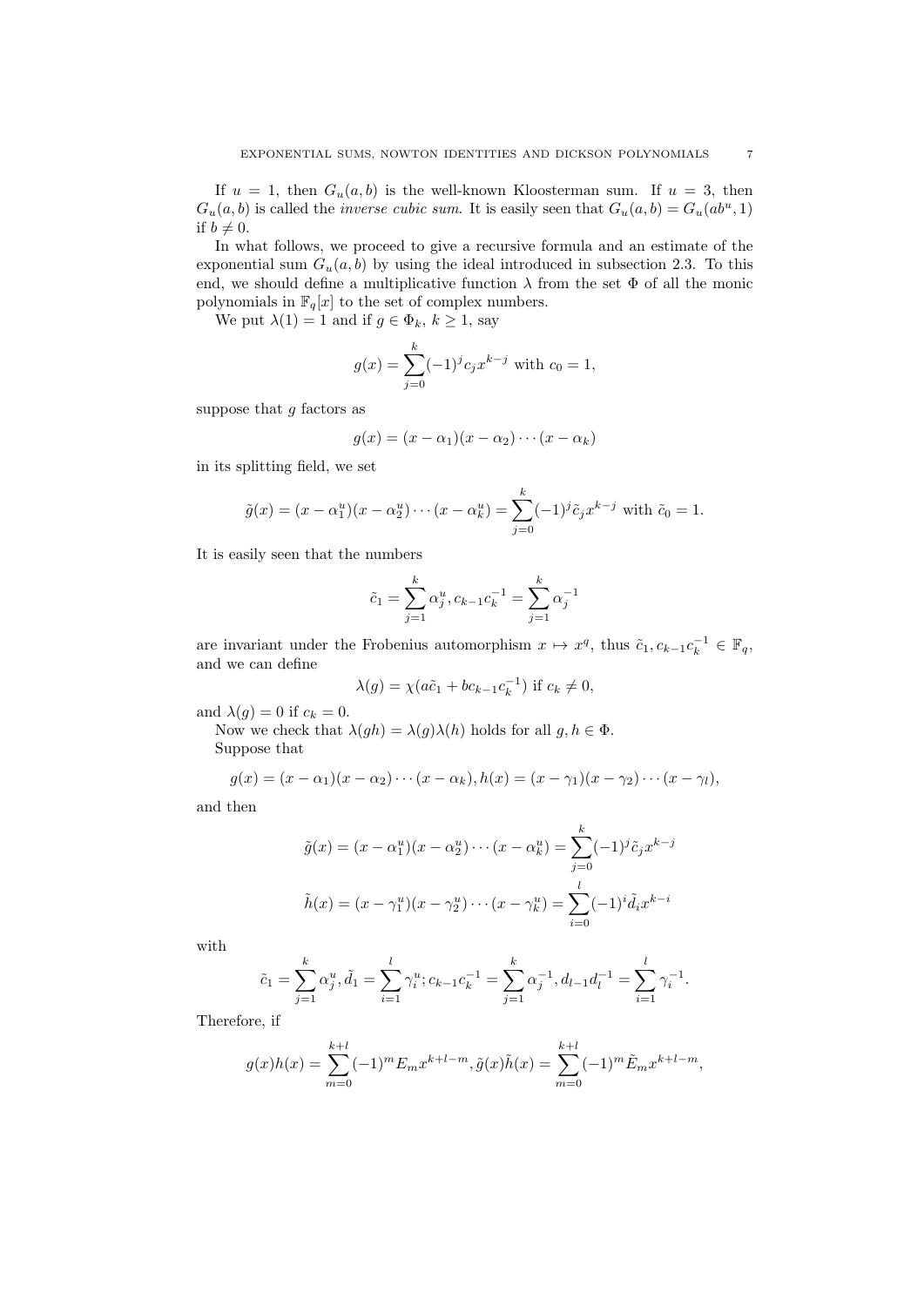If $u = 1$, then $G_u(a, b)$ is the well-known Kloosterman sum. If $u = 3$, then $G_u(a, b)$ is called the *inverse cubic sum*. It is easily seen that $G_u(a, b) = G_u(ab^u, 1)$ if $b \neq 0$.

In what follows, we proceed to give a recursive formula and an estimate of the exponential sum $G_u(a, b)$ by using the ideal introduced in subsection 2.3. To this end, we should define a multiplicative function $\lambda$ from the set $\Phi$ of all the monic polynomials in $\mathbb{F}_q[x]$ to the set of complex numbers.

We put $\lambda(1) = 1$ and if $g \in \Phi_k$, $k \geq 1$, say

$$g(x) = \sum_{j=0}^{k} (-1)^j c_j x^{k-j} \text{ with } c_0 = 1,$$

suppose that $g$ factors as

$$g(x) = (x - \alpha_1)(x - \alpha_2) \cdots (x - \alpha_k)$$

in its splitting field, we set

$$\tilde{g}(x) = (x - \alpha_1^u)(x - \alpha_2^u) \cdots (x - \alpha_k^u) = \sum_{j=0}^{k} (-1)^j \tilde{c}_j x^{k-j} \text{ with } \tilde{c}_0 = 1.$$

It is easily seen that the numbers

$$\tilde{c}_1 = \sum_{j=1}^{k} \alpha_j^u, c_{k-1}c_k^{-1} = \sum_{j=1}^{k} \alpha_j^{-1}$$

are invariant under the Frobenius automorphism $x \mapsto x^q$, thus $\tilde{c}_1, c_{k-1}c_k^{-1} \in \mathbb{F}_q$, and we can define

$$\lambda(g) = \chi(a\tilde{c}_1 + bc_{k-1}c_k^{-1}) \text{ if } c_k \neq 0,$$

and $\lambda(g) = 0$ if $c_k = 0$.

Now we check that $\lambda(gh) = \lambda(g)\lambda(h)$ holds for all $g, h \in \Phi$.

Suppose that

$$g(x) = (x - \alpha_1)(x - \alpha_2) \cdots (x - \alpha_k), h(x) = (x - \gamma_1)(x - \gamma_2) \cdots (x - \gamma_l),$$

and then

$$\tilde{g}(x) = (x - \alpha_1^u)(x - \alpha_2^u) \cdots (x - \alpha_k^u) = \sum_{j=0}^{k} (-1)^j \tilde{c}_j x^{k-j}$$

$$\tilde{h}(x) = (x - \gamma_1^u)(x - \gamma_2^u) \cdots (x - \gamma_k^u) = \sum_{i=0}^{l} (-1)^i \tilde{d}_i x^{k-i}$$

with

$$\tilde{c}_1 = \sum_{j=1}^{k} \alpha_j^u, \tilde{d}_1 = \sum_{i=1}^{l} \gamma_i^u; c_{k-1}c_k^{-1} = \sum_{j=1}^{k} \alpha_j^{-1}, d_{l-1}d_l^{-1} = \sum_{i=1}^{l} \gamma_i^{-1}.$$

Therefore, if

$$g(x)h(x) = \sum_{m=0}^{k+l} (-1)^m E_m x^{k+l-m}, \tilde{g}(x)\tilde{h}(x) = \sum_{m=0}^{k+l} (-1)^m \tilde{E}_m x^{k+l-m},$$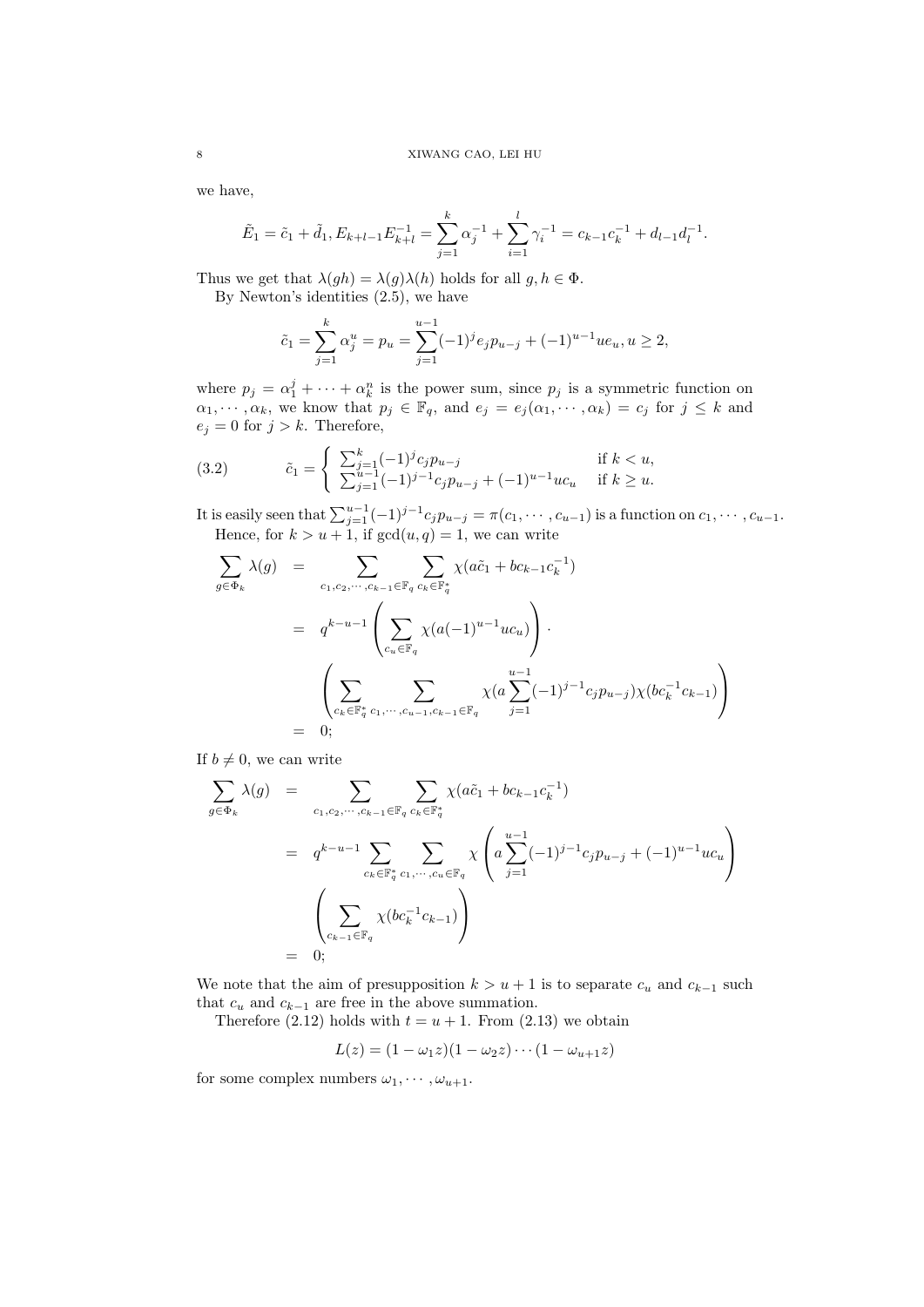we have,

$$\tilde{E}_1 = \tilde{c}_1 + \tilde{d}_1, E_{k+l-1}E_{k+l}^{-1} = \sum_{j=1}^{k} \alpha_j^{-1} + \sum_{i=1}^{l} \gamma_i^{-1} = c_{k-1}c_k^{-1} + d_{l-1}d_l^{-1}.$$

Thus we get that $\lambda(gh) = \lambda(g)\lambda(h)$ holds for all $g, h \in \Phi$.

By Newton's identities (2.5), we have

$$\tilde{c}_1 = \sum_{j=1}^{k} \alpha_j^u = p_u = \sum_{j=1}^{u-1} (-1)^j e_j p_{u-j} + (-1)^{u-1} u e_u, u \geq 2,$$

where $p_j = \alpha_1^j + \cdots + \alpha_k^n$ is the power sum, since $p_j$ is a symmetric function on $\alpha_1, \cdots, \alpha_k$, we know that $p_j \in \mathbb{F}_q$, and $e_j = e_j(\alpha_1, \cdots, \alpha_k) = c_j$ for $j \leq k$ and $e_j = 0$ for $j > k$. Therefore,

$$\tilde{c}_1 = \begin{cases} \sum_{j=1}^{k} (-1)^j c_j p_{u-j} & \text{if } k < u, \\ \sum_{j=1}^{u-1} (-1)^{j-1} c_j p_{u-j} + (-1)^{u-1} u c_u & \text{if } k \geq u. \end{cases} \tag{3.2}$$

It is easily seen that $\sum_{j=1}^{u-1} (-1)^{j-1} c_j p_{u-j} = \pi(c_1, \cdots, c_{u-1})$ is a function on $c_1, \cdots, c_{u-1}$.

Hence, for $k > u+1$, if $\gcd(u, q) = 1$, we can write

$$\begin{aligned}
\sum_{g \in \Phi_k} \lambda(g) &= \sum_{c_1, c_2, \cdots, c_{k-1} \in \mathbb{F}_q} \sum_{c_k \in \mathbb{F}_q^*} \chi(a\tilde{c}_1 + bc_{k-1}c_k^{-1}) \\
&= q^{k-u-1} \left( \sum_{c_u \in \mathbb{F}_q} \chi(a(-1)^{u-1} u c_u) \right) \cdot \\
&\quad \left( \sum_{c_k \in \mathbb{F}_q^*} \sum_{c_1, \cdots, c_{u-1}, c_{k-1} \in \mathbb{F}_q} \chi(a \sum_{j=1}^{u-1} (-1)^{j-1} c_j p_{u-j}) \chi(bc_k^{-1} c_{k-1}) \right) \\
&= 0;
\end{aligned}$$

If $b \neq 0$, we can write

$$\begin{aligned}
\sum_{g \in \Phi_k} \lambda(g) &= \sum_{c_1, c_2, \cdots, c_{k-1} \in \mathbb{F}_q} \sum_{c_k \in \mathbb{F}_q^*} \chi(a\tilde{c}_1 + bc_{k-1}c_k^{-1}) \\
&= q^{k-u-1} \sum_{c_k \in \mathbb{F}_q^*} \sum_{c_1, \cdots, c_u \in \mathbb{F}_q} \chi\left( a \sum_{j=1}^{u-1} (-1)^{j-1} c_j p_{u-j} + (-1)^{u-1} u c_u \right) \\
&\quad \left( \sum_{c_{k-1} \in \mathbb{F}_q} \chi(bc_k^{-1} c_{k-1}) \right) \\
&= 0;
\end{aligned}$$

We note that the aim of presupposition $k > u+1$ is to separate $c_u$ and $c_{k-1}$ such that $c_u$ and $c_{k-1}$ are free in the above summation.

Therefore (2.12) holds with $t = u+1$. From (2.13) we obtain

$$L(z) = (1 - \omega_1 z)(1 - \omega_2 z) \cdots (1 - \omega_{u+1} z)$$

for some complex numbers $\omega_1, \cdots, \omega_{u+1}$.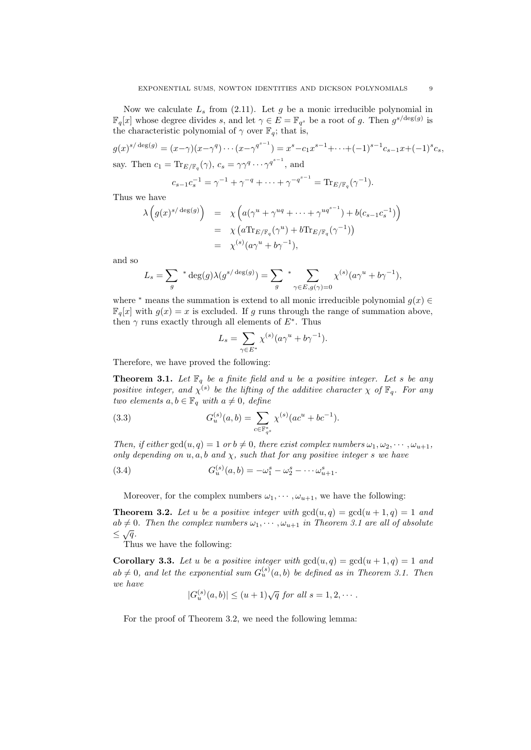Now we calculate $L_s$ from (2.11). Let $g$ be a monic irreducible polynomial in $\mathbb{F}_q[x]$ whose degree divides $s$, and let $\gamma \in E = \mathbb{F}_{q^s}$ be a root of $g$. Then $g^{s/\deg(g)}$ is the characteristic polynomial of $\gamma$ over $\mathbb{F}_q$; that is,

$$g(x)^{s/\deg(g)} = (x-\gamma)(x-\gamma^q)\cdots(x-\gamma^{q^{s-1}}) = x^s - c_1 x^{s-1} + \cdots + (-1)^{s-1} c_{s-1} x + (-1)^s c_s,$$

say. Then $c_1 = \mathrm{Tr}_{E/\mathbb{F}_q}(\gamma)$, $c_s = \gamma\gamma^q\cdots\gamma^{q^{s-1}}$, and

$$c_{s-1}c_s^{-1} = \gamma^{-1} + \gamma^{-q} + \cdots + \gamma^{-q^{s-1}} = \mathrm{Tr}_{E/\mathbb{F}_q}(\gamma^{-1}).$$

Thus we have

$$\begin{aligned}
\lambda\left(g(x)^{s/\deg(g)}\right) &= \chi\left(a(\gamma^u + \gamma^{uq} + \cdots + \gamma^{uq^{s-1}}) + b(c_{s-1}c_s^{-1})\right) \\
&= \chi\left(a\mathrm{Tr}_{E/\mathbb{F}_q}(\gamma^u) + b\mathrm{Tr}_{E/\mathbb{F}_q}(\gamma^{-1})\right) \\
&= \chi^{(s)}(a\gamma^u + b\gamma^{-1}),
\end{aligned}$$

and so

$$L_s = \sum_g{}^* \deg(g)\lambda(g^{s/\deg(g)}) = \sum_g{}^* \sum_{\gamma\in E, g(\gamma)=0} \chi^{(s)}(a\gamma^u + b\gamma^{-1}),$$

where $^*$ means the summation is extend to all monic irreducible polynomial $g(x) \in \mathbb{F}_q[x]$ with $g(x) = x$ is excluded. If $g$ runs through the range of summation above, then $\gamma$ runs exactly through all elements of $E^*$. Thus

$$L_s = \sum_{\gamma\in E^*} \chi^{(s)}(a\gamma^u + b\gamma^{-1}).$$

Therefore, we have proved the following:

**Theorem 3.1.** *Let $\mathbb{F}_q$ be a finite field and $u$ be a positive integer. Let $s$ be any positive integer, and $\chi^{(s)}$ be the lifting of the additive character $\chi$ of $\mathbb{F}_q$. For any two elements $a, b \in \mathbb{F}_q$ with $a \neq 0$, define*

$$G_u^{(s)}(a,b) = \sum_{c\in\mathbb{F}_{q^s}^*} \chi^{(s)}(ac^u + bc^{-1}). \tag{3.3}$$

*Then, if either $\gcd(u,q) = 1$ or $b \neq 0$, there exist complex numbers $\omega_1, \omega_2, \cdots, \omega_{u+1}$, only depending on $u, a, b$ and $\chi$, such that for any positive integer $s$ we have*

$$G_u^{(s)}(a,b) = -\omega_1^s - \omega_2^s - \cdots \omega_{u+1}^s. \tag{3.4}$$

Moreover, for the complex numbers $\omega_1, \cdots, \omega_{u+1}$, we have the following:

**Theorem 3.2.** *Let $u$ be a positive integer with $\gcd(u,q) = \gcd(u+1,q) = 1$ and $ab \neq 0$. Then the complex numbers $\omega_1, \cdots, \omega_{u+1}$ in Theorem 3.1 are all of absolute $\leq \sqrt{q}$.*

Thus we have the following:

**Corollary 3.3.** *Let $u$ be a positive integer with $\gcd(u,q) = \gcd(u+1,q) = 1$ and $ab \neq 0$, and let the exponential sum $G_u^{(s)}(a,b)$ be defined as in Theorem 3.1. Then we have*

$$|G_u^{(s)}(a,b)| \leq (u+1)\sqrt{q} \text{ for all } s = 1, 2, \cdots.$$

For the proof of Theorem 3.2, we need the following lemma: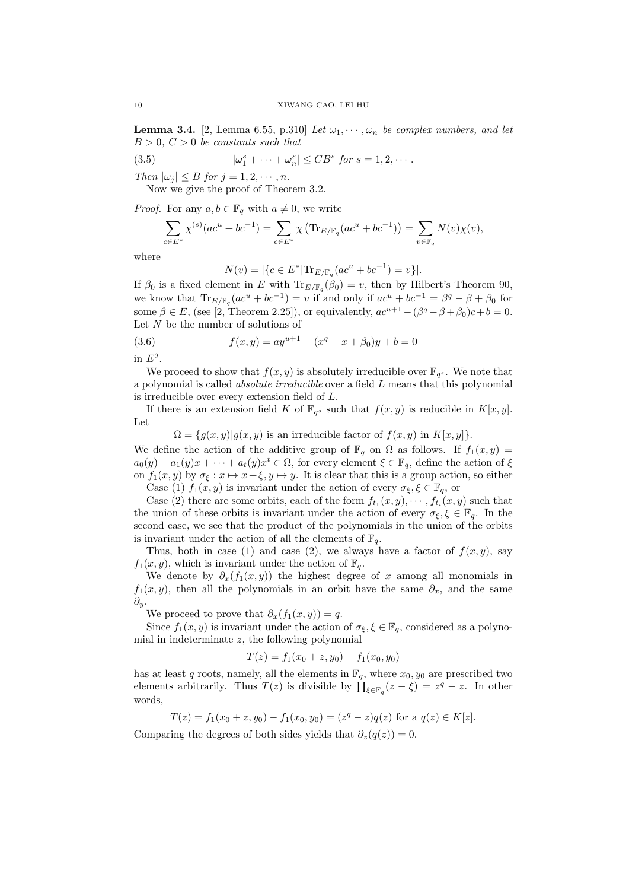**Lemma 3.4.** [2, Lemma 6.55, p.310] *Let $\omega_1, \cdots, \omega_n$ be complex numbers, and let $B > 0$, $C > 0$ be constants such that*

$$|\omega_1^s + \cdots + \omega_n^s| \le CB^s \text{ for } s = 1, 2, \cdots. \tag{3.5}$$

*Then $|\omega_j| \le B$ for $j = 1, 2, \cdots, n$.*

Now we give the proof of Theorem 3.2.

*Proof.* For any $a, b \in \mathbb{F}_q$ with $a \neq 0$, we write

$$\sum_{c \in E^*} \chi^{(s)}(ac^u + bc^{-1}) = \sum_{c \in E^*} \chi\left(\mathrm{Tr}_{E/\mathbb{F}_q}(ac^u + bc^{-1})\right) = \sum_{v \in \mathbb{F}_q} N(v)\chi(v),$$

where

$$N(v) = |\{c \in E^* | \mathrm{Tr}_{E/\mathbb{F}_q}(ac^u + bc^{-1}) = v\}|.$$

If $\beta_0$ is a fixed element in $E$ with $\mathrm{Tr}_{E/\mathbb{F}_q}(\beta_0) = v$, then by Hilbert's Theorem 90, we know that $\mathrm{Tr}_{E/\mathbb{F}_q}(ac^u + bc^{-1}) = v$ if and only if $ac^u + bc^{-1} = \beta^q - \beta + \beta_0$ for some $\beta \in E$, (see [2, Theorem 2.25]), or equivalently, $ac^{u+1} - (\beta^q - \beta + \beta_0)c + b = 0$. Let $N$ be the number of solutions of

$$f(x, y) = ay^{u+1} - (x^q - x + \beta_0)y + b = 0 \tag{3.6}$$

in $E^2$.

We proceed to show that $f(x, y)$ is absolutely irreducible over $\mathbb{F}_{q^s}$. We note that a polynomial is called *absolute irreducible* over a field $L$ means that this polynomial is irreducible over every extension field of $L$.

If there is an extension field $K$ of $\mathbb{F}_{q^s}$ such that $f(x, y)$ is reducible in $K[x, y]$. Let

$$\Omega = \{g(x, y) | g(x, y) \text{ is an irreducible factor of } f(x, y) \text{ in } K[x, y]\}.$$

We define the action of the additive group of $\mathbb{F}_q$ on $\Omega$ as follows. If $f_1(x, y) = a_0(y) + a_1(y)x + \cdots + a_t(y)x^t \in \Omega$, for every element $\xi \in \mathbb{F}_q$, define the action of $\xi$ on $f_1(x, y)$ by $\sigma_\xi : x \mapsto x + \xi, y \mapsto y$. It is clear that this is a group action, so either

Case (1) $f_1(x, y)$ is invariant under the action of every $\sigma_\xi, \xi \in \mathbb{F}_q$, or

Case (2) there are some orbits, each of the form $f_{t_1}(x, y), \cdots, f_{t_i}(x, y)$ such that the union of these orbits is invariant under the action of every $\sigma_\xi, \xi \in \mathbb{F}_q$. In the second case, we see that the product of the polynomials in the union of the orbits is invariant under the action of all the elements of $\mathbb{F}_q$.

Thus, both in case (1) and case (2), we always have a factor of $f(x, y)$, say $f_1(x, y)$, which is invariant under the action of $\mathbb{F}_q$.

We denote by $\partial_x(f_1(x, y))$ the highest degree of $x$ among all monomials in $f_1(x, y)$, then all the polynomials in an orbit have the same $\partial_x$, and the same $\partial_y$.

We proceed to prove that $\partial_x(f_1(x, y)) = q$.

Since $f_1(x, y)$ is invariant under the action of $\sigma_\xi, \xi \in \mathbb{F}_q$, considered as a polynomial in indeterminate $z$, the following polynomial

$$T(z) = f_1(x_0 + z, y_0) - f_1(x_0, y_0)$$

has at least $q$ roots, namely, all the elements in $\mathbb{F}_q$, where $x_0, y_0$ are prescribed two elements arbitrarily. Thus $T(z)$ is divisible by $\prod_{\xi \in \mathbb{F}_q}(z - \xi) = z^q - z$. In other words,

$$T(z) = f_1(x_0 + z, y_0) - f_1(x_0, y_0) = (z^q - z)q(z) \text{ for a } q(z) \in K[z].$$

Comparing the degrees of both sides yields that $\partial_z(q(z)) = 0$.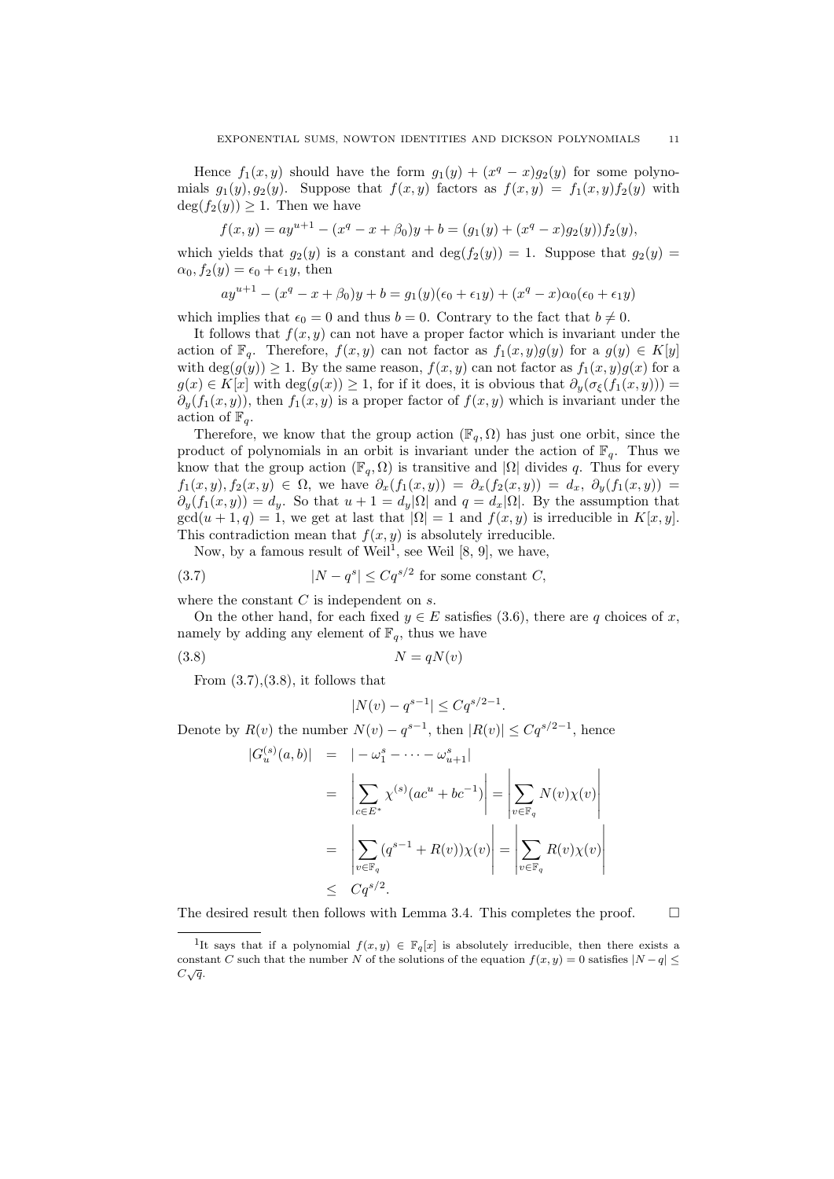Hence $f_1(x,y)$ should have the form $g_1(y) + (x^q - x)g_2(y)$ for some polynomials $g_1(y), g_2(y)$. Suppose that $f(x,y)$ factors as $f(x,y) = f_1(x,y)f_2(y)$ with $\deg(f_2(y)) \geq 1$. Then we have

$$f(x,y) = ay^{u+1} - (x^q - x + \beta_0)y + b = (g_1(y) + (x^q - x)g_2(y))f_2(y),$$

which yields that $g_2(y)$ is a constant and $\deg(f_2(y)) = 1$. Suppose that $g_2(y) = \alpha_0, f_2(y) = \epsilon_0 + \epsilon_1 y$, then

$$ay^{u+1} - (x^q - x + \beta_0)y + b = g_1(y)(\epsilon_0 + \epsilon_1 y) + (x^q - x)\alpha_0(\epsilon_0 + \epsilon_1 y)$$

which implies that $\epsilon_0 = 0$ and thus $b = 0$. Contrary to the fact that $b \neq 0$.

It follows that $f(x,y)$ can not have a proper factor which is invariant under the action of $\mathbb{F}_q$. Therefore, $f(x,y)$ can not factor as $f_1(x,y)g(y)$ for a $g(y) \in K[y]$ with $\deg(g(y)) \geq 1$. By the same reason, $f(x,y)$ can not factor as $f_1(x,y)g(x)$ for a $g(x) \in K[x]$ with $\deg(g(x)) \geq 1$, for if it does, it is obvious that $\partial_y(\sigma_\xi(f_1(x,y))) = \partial_y(f_1(x,y))$, then $f_1(x,y)$ is a proper factor of $f(x,y)$ which is invariant under the action of $\mathbb{F}_q$.

Therefore, we know that the group action $(\mathbb{F}_q, \Omega)$ has just one orbit, since the product of polynomials in an orbit is invariant under the action of $\mathbb{F}_q$. Thus we know that the group action $(\mathbb{F}_q, \Omega)$ is transitive and $|\Omega|$ divides $q$. Thus for every $f_1(x,y), f_2(x,y) \in \Omega$, we have $\partial_x(f_1(x,y)) = \partial_x(f_2(x,y)) = d_x$, $\partial_y(f_1(x,y)) = \partial_y(f_1(x,y)) = d_y$. So that $u + 1 = d_y|\Omega|$ and $q = d_x|\Omega|$. By the assumption that $\gcd(u+1, q) = 1$, we get at last that $|\Omega| = 1$ and $f(x,y)$ is irreducible in $K[x,y]$. This contradiction mean that $f(x,y)$ is absolutely irreducible.

Now, by a famous result of Weil[1], see Weil [8, 9], we have,

$$|N - q^s| \leq Cq^{s/2} \text{ for some constant } C, \tag{3.7}$$

where the constant $C$ is independent on $s$.

On the other hand, for each fixed $y \in E$ satisfies (3.6), there are $q$ choices of $x$, namely by adding any element of $\mathbb{F}_q$, thus we have

$$N = qN(v) \tag{3.8}$$

From (3.7),(3.8), it follows that

$$|N(v) - q^{s-1}| \leq Cq^{s/2-1}.$$

Denote by $R(v)$ the number $N(v) - q^{s-1}$, then $|R(v)| \leq Cq^{s/2-1}$, hence

$$\begin{aligned}
|G_u^{(s)}(a,b)| &= |-\omega_1^s - \cdots - \omega_{u+1}^s| \\
&= \left|\sum_{c \in E^*} \chi^{(s)}(ac^u + bc^{-1})\right| = \left|\sum_{v \in \mathbb{F}_q} N(v)\chi(v)\right| \\
&= \left|\sum_{v \in \mathbb{F}_q} (q^{s-1} + R(v))\chi(v)\right| = \left|\sum_{v \in \mathbb{F}_q} R(v)\chi(v)\right| \\
&\leq Cq^{s/2}.
\end{aligned}$$

The desired result then follows with Lemma 3.4. This completes the proof. $\square$

---

[1]It says that if a polynomial $f(x,y) \in \mathbb{F}_q[x]$ is absolutely irreducible, then there exists a constant $C$ such that the number $N$ of the solutions of the equation $f(x,y) = 0$ satisfies $|N - q| \leq C\sqrt{q}$.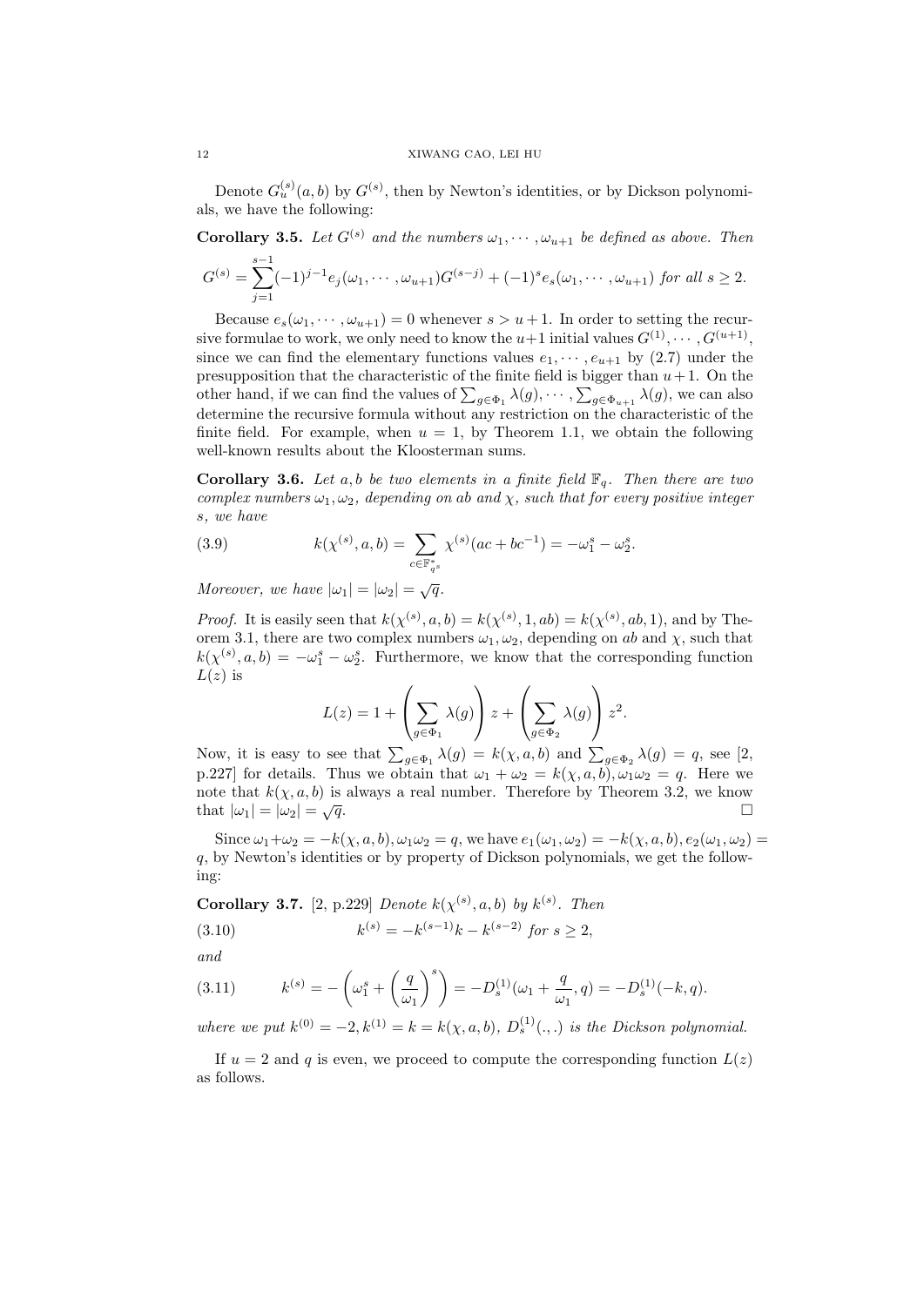Denote $G_u^{(s)}(a,b)$ by $G^{(s)}$, then by Newton's identities, or by Dickson polynomials, we have the following:

**Corollary 3.5.** *Let $G^{(s)}$ and the numbers $\omega_1, \cdots, \omega_{u+1}$ be defined as above. Then*

$$G^{(s)} = \sum_{j=1}^{s-1} (-1)^{j-1} e_j(\omega_1, \cdots, \omega_{u+1}) G^{(s-j)} + (-1)^s e_s(\omega_1, \cdots, \omega_{u+1}) \text{ for all } s \geq 2.$$

Because $e_s(\omega_1, \cdots, \omega_{u+1}) = 0$ whenever $s > u+1$. In order to setting the recursive formulae to work, we only need to know the $u+1$ initial values $G^{(1)}, \cdots, G^{(u+1)}$, since we can find the elementary functions values $e_1, \cdots, e_{u+1}$ by (2.7) under the presupposition that the characteristic of the finite field is bigger than $u+1$. On the other hand, if we can find the values of $\sum_{g \in \Phi_1} \lambda(g), \cdots, \sum_{g \in \Phi_{u+1}} \lambda(g)$, we can also determine the recursive formula without any restriction on the characteristic of the finite field. For example, when $u = 1$, by Theorem 1.1, we obtain the following well-known results about the Kloosterman sums.

**Corollary 3.6.** *Let $a, b$ be two elements in a finite field $\mathbb{F}_q$. Then there are two complex numbers $\omega_1, \omega_2$, depending on $ab$ and $\chi$, such that for every positive integer $s$, we have*

$$k(\chi^{(s)}, a, b) = \sum_{c \in \mathbb{F}_{q^s}^*} \chi^{(s)}(ac + bc^{-1}) = -\omega_1^s - \omega_2^s. \tag{3.9}$$

*Moreover, we have $|\omega_1| = |\omega_2| = \sqrt{q}$.*

*Proof.* It is easily seen that $k(\chi^{(s)}, a, b) = k(\chi^{(s)}, 1, ab) = k(\chi^{(s)}, ab, 1)$, and by Theorem 3.1, there are two complex numbers $\omega_1, \omega_2$, depending on $ab$ and $\chi$, such that $k(\chi^{(s)}, a, b) = -\omega_1^s - \omega_2^s$. Furthermore, we know that the corresponding function $L(z)$ is

$$L(z) = 1 + \left( \sum_{g \in \Phi_1} \lambda(g) \right) z + \left( \sum_{g \in \Phi_2} \lambda(g) \right) z^2.$$

Now, it is easy to see that $\sum_{g \in \Phi_1} \lambda(g) = k(\chi, a, b)$ and $\sum_{g \in \Phi_2} \lambda(g) = q$, see [2, p.227] for details. Thus we obtain that $\omega_1 + \omega_2 = k(\chi, a, b), \omega_1 \omega_2 = q$. Here we note that $k(\chi, a, b)$ is always a real number. Therefore by Theorem 3.2, we know that $|\omega_1| = |\omega_2| = \sqrt{q}$. □

Since $\omega_1 + \omega_2 = -k(\chi, a, b), \omega_1 \omega_2 = q$, we have $e_1(\omega_1, \omega_2) = -k(\chi, a, b), e_2(\omega_1, \omega_2) = q$, by Newton's identities or by property of Dickson polynomials, we get the following:

**Corollary 3.7.** [2, p.229] *Denote $k(\chi^{(s)}, a, b)$ by $k^{(s)}$. Then*

$$k^{(s)} = -k^{(s-1)} k - k^{(s-2)} \text{ for } s \geq 2, \tag{3.10}$$

*and*

$$k^{(s)} = -\left( \omega_1^s + \left( \frac{q}{\omega_1} \right)^s \right) = -D_s^{(1)}(\omega_1 + \frac{q}{\omega_1}, q) = -D_s^{(1)}(-k, q). \tag{3.11}$$

*where we put $k^{(0)} = -2, k^{(1)} = k = k(\chi, a, b)$, $D_s^{(1)}(.,.)$ is the Dickson polynomial.*

If $u = 2$ and $q$ is even, we proceed to compute the corresponding function $L(z)$ as follows.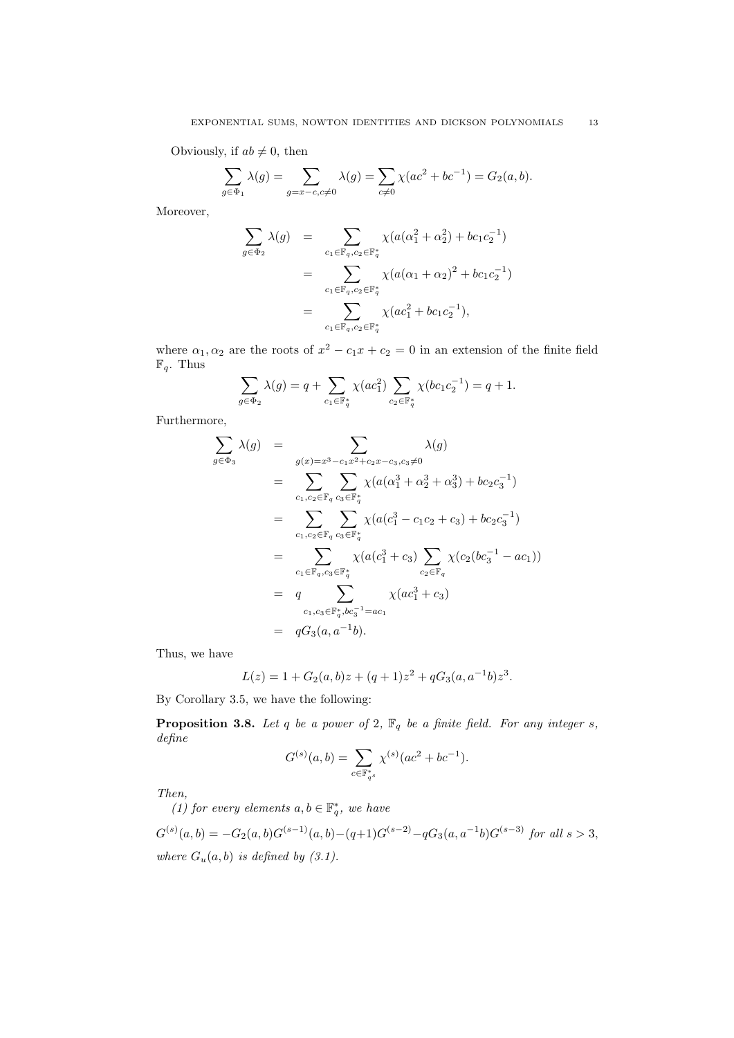Obviously, if $ab \neq 0$, then

$$\sum_{g \in \Phi_1} \lambda(g) = \sum_{g = x - c, c \neq 0} \lambda(g) = \sum_{c \neq 0} \chi(ac^2 + bc^{-1}) = G_2(a, b).$$

Moreover,

$$\begin{aligned}
\sum_{g \in \Phi_2} \lambda(g) &= \sum_{c_1 \in \mathbb{F}_q, c_2 \in \mathbb{F}_q^*} \chi(a(\alpha_1^2 + \alpha_2^2) + bc_1 c_2^{-1}) \\
&= \sum_{c_1 \in \mathbb{F}_q, c_2 \in \mathbb{F}_q^*} \chi(a(\alpha_1 + \alpha_2)^2 + bc_1 c_2^{-1}) \\
&= \sum_{c_1 \in \mathbb{F}_q, c_2 \in \mathbb{F}_q^*} \chi(ac_1^2 + bc_1 c_2^{-1}),
\end{aligned}$$

where $\alpha_1, \alpha_2$ are the roots of $x^2 - c_1 x + c_2 = 0$ in an extension of the finite field $\mathbb{F}_q$. Thus

$$\sum_{g \in \Phi_2} \lambda(g) = q + \sum_{c_1 \in \mathbb{F}_q^*} \chi(ac_1^2) \sum_{c_2 \in \mathbb{F}_q^*} \chi(bc_1 c_2^{-1}) = q + 1.$$

Furthermore,

$$\begin{aligned}
\sum_{g \in \Phi_3} \lambda(g) &= \sum_{g(x) = x^3 - c_1 x^2 + c_2 x - c_3, c_3 \neq 0} \lambda(g) \\
&= \sum_{c_1, c_2 \in \mathbb{F}_q} \sum_{c_3 \in \mathbb{F}_q^*} \chi(a(\alpha_1^3 + \alpha_2^3 + \alpha_3^3) + bc_2 c_3^{-1}) \\
&= \sum_{c_1, c_2 \in \mathbb{F}_q} \sum_{c_3 \in \mathbb{F}_q^*} \chi(a(c_1^3 - c_1 c_2 + c_3) + bc_2 c_3^{-1}) \\
&= \sum_{c_1 \in \mathbb{F}_q, c_3 \in \mathbb{F}_q^*} \chi(a(c_1^3 + c_3) \sum_{c_2 \in \mathbb{F}_q} \chi(c_2(bc_3^{-1} - ac_1)) \\
&= q \sum_{c_1, c_3 \in \mathbb{F}_q^*, bc_3^{-1} = ac_1} \chi(ac_1^3 + c_3) \\
&= qG_3(a, a^{-1}b).
\end{aligned}$$

Thus, we have

$$L(z) = 1 + G_2(a, b)z + (q+1)z^2 + qG_3(a, a^{-1}b)z^3.$$

By Corollary 3.5, we have the following:

**Proposition 3.8.** *Let $q$ be a power of 2, $\mathbb{F}_q$ be a finite field. For any integer $s$, define*

$$G^{(s)}(a, b) = \sum_{c \in \mathbb{F}_{q^s}^*} \chi^{(s)}(ac^2 + bc^{-1}).$$

*Then,*

*(1) for every elements $a, b \in \mathbb{F}_q^*$, we have*

$G^{(s)}(a, b) = -G_2(a, b)G^{(s-1)}(a, b) - (q+1)G^{(s-2)} - qG_3(a, a^{-1}b)G^{(s-3)}$ *for all $s > 3$, where $G_u(a, b)$ is defined by (3.1).*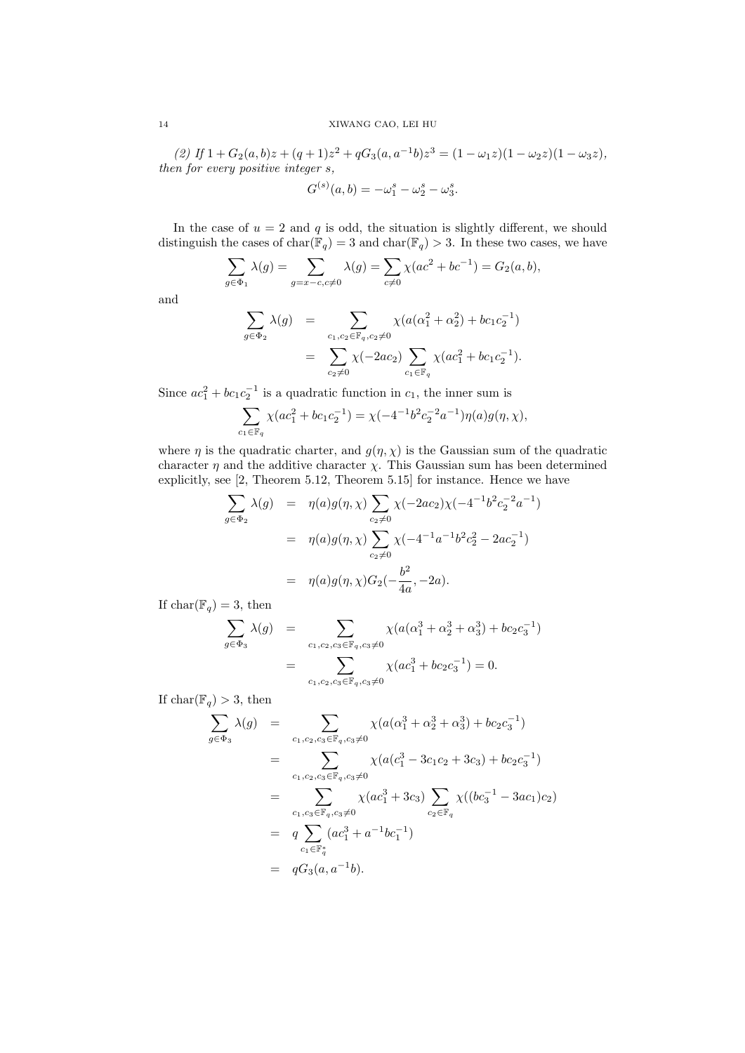*(2) If $1+G_2(a,b)z+(q+1)z^2+qG_3(a,a^{-1}b)z^3=(1-\omega_1 z)(1-\omega_2 z)(1-\omega_3 z)$, then for every positive integer $s$,*

$$G^{(s)}(a,b)=-\omega_1^s-\omega_2^s-\omega_3^s.$$

In the case of $u=2$ and $q$ is odd, the situation is slightly different, we should distinguish the cases of $\mathrm{char}(\mathbb{F}_q)=3$ and $\mathrm{char}(\mathbb{F}_q)>3$. In these two cases, we have

$$\sum_{g\in\Phi_1}\lambda(g)=\sum_{g=x-c,c\neq 0}\lambda(g)=\sum_{c\neq 0}\chi(ac^2+bc^{-1})=G_2(a,b),$$

and

$$\begin{aligned}\sum_{g\in\Phi_2}\lambda(g) &= \sum_{c_1,c_2\in\mathbb{F}_q,c_2\neq 0}\chi(a(\alpha_1^2+\alpha_2^2)+bc_1c_2^{-1})\\ &= \sum_{c_2\neq 0}\chi(-2ac_2)\sum_{c_1\in\mathbb{F}_q}\chi(ac_1^2+bc_1c_2^{-1}).\end{aligned}$$

Since $ac_1^2+bc_1c_2^{-1}$ is a quadratic function in $c_1$, the inner sum is

$$\sum_{c_1\in\mathbb{F}_q}\chi(ac_1^2+bc_1c_2^{-1})=\chi(-4^{-1}b^2c_2^{-2}a^{-1})\eta(a)g(\eta,\chi),$$

where $\eta$ is the quadratic charter, and $g(\eta,\chi)$ is the Gaussian sum of the quadratic character $\eta$ and the additive character $\chi$. This Gaussian sum has been determined explicitly, see [2, Theorem 5.12, Theorem 5.15] for instance. Hence we have

$$\begin{aligned}\sum_{g\in\Phi_2}\lambda(g) &= \eta(a)g(\eta,\chi)\sum_{c_2\neq 0}\chi(-2ac_2)\chi(-4^{-1}b^2c_2^{-2}a^{-1})\\ &= \eta(a)g(\eta,\chi)\sum_{c_2\neq 0}\chi(-4^{-1}a^{-1}b^2c_2^2-2ac_2^{-1})\\ &= \eta(a)g(\eta,\chi)G_2(-\frac{b^2}{4a},-2a).\end{aligned}$$

If $\mathrm{char}(\mathbb{F}_q)=3$, then

$$\begin{aligned}\sum_{g\in\Phi_3}\lambda(g) &= \sum_{c_1,c_2,c_3\in\mathbb{F}_q,c_3\neq 0}\chi(a(\alpha_1^3+\alpha_2^3+\alpha_3^3)+bc_2c_3^{-1})\\ &= \sum_{c_1,c_2,c_3\in\mathbb{F}_q,c_3\neq 0}\chi(ac_1^3+bc_2c_3^{-1})=0.\end{aligned}$$

If $\mathrm{char}(\mathbb{F}_q)>3$, then

$$\begin{aligned}\sum_{g\in\Phi_3}\lambda(g) &= \sum_{c_1,c_2,c_3\in\mathbb{F}_q,c_3\neq 0}\chi(a(\alpha_1^3+\alpha_2^3+\alpha_3^3)+bc_2c_3^{-1})\\ &= \sum_{c_1,c_2,c_3\in\mathbb{F}_q,c_3\neq 0}\chi(a(c_1^3-3c_1c_2+3c_3)+bc_2c_3^{-1})\\ &= \sum_{c_1,c_3\in\mathbb{F}_q,c_3\neq 0}\chi(ac_1^3+3c_3)\sum_{c_2\in\mathbb{F}_q}\chi((bc_3^{-1}-3ac_1)c_2)\\ &= q\sum_{c_1\in\mathbb{F}_q^*}(ac_1^3+a^{-1}bc_1^{-1})\\ &= qG_3(a,a^{-1}b).\end{aligned}$$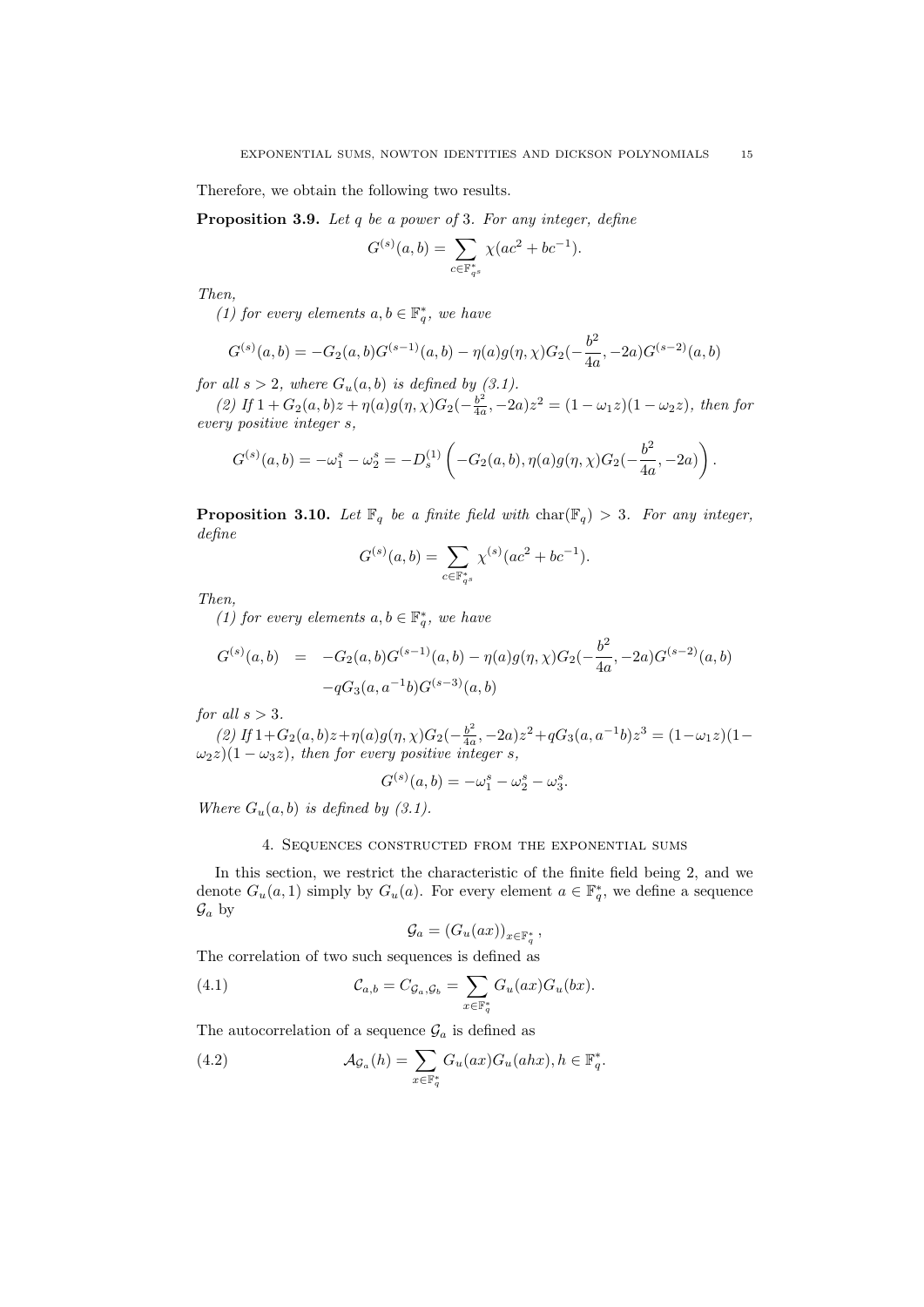Therefore, we obtain the following two results.

**Proposition 3.9.** *Let $q$ be a power of 3. For any integer, define*

$$G^{(s)}(a,b) = \sum_{c\in\mathbb{F}_{q^s}^*} \chi(ac^2 + bc^{-1}).$$

*Then,*

*(1) for every elements $a, b \in \mathbb{F}_q^*$, we have*

$$G^{(s)}(a,b) = -G_2(a,b)G^{(s-1)}(a,b) - \eta(a)g(\eta,\chi)G_2(-\frac{b^2}{4a}, -2a)G^{(s-2)}(a,b)$$

*for all $s > 2$, where $G_u(a,b)$ is defined by (3.1).*

*(2) If $1 + G_2(a,b)z + \eta(a)g(\eta,\chi)G_2(-\frac{b^2}{4a}, -2a)z^2 = (1-\omega_1 z)(1-\omega_2 z)$, then for every positive integer $s$,*

$$G^{(s)}(a,b) = -\omega_1^s - \omega_2^s = -D_s^{(1)}\left(-G_2(a,b), \eta(a)g(\eta,\chi)G_2(-\frac{b^2}{4a}, -2a)\right).$$

**Proposition 3.10.** *Let $\mathbb{F}_q$ be a finite field with $\mathrm{char}(\mathbb{F}_q) > 3$. For any integer, define*

$$G^{(s)}(a,b) = \sum_{c\in\mathbb{F}_{q^s}^*} \chi^{(s)}(ac^2 + bc^{-1}).$$

*Then,*

*(1) for every elements $a, b \in \mathbb{F}_q^*$, we have*

$$\begin{aligned} G^{(s)}(a,b) &= -G_2(a,b)G^{(s-1)}(a,b) - \eta(a)g(\eta,\chi)G_2(-\frac{b^2}{4a}, -2a)G^{(s-2)}(a,b) \\ &\quad -qG_3(a, a^{-1}b)G^{(s-3)}(a,b) \end{aligned}$$

*for all $s > 3$.*

*(2) If $1 + G_2(a,b)z + \eta(a)g(\eta,\chi)G_2(-\frac{b^2}{4a}, -2a)z^2 + qG_3(a,a^{-1}b)z^3 = (1-\omega_1 z)(1-\omega_2 z)(1-\omega_3 z)$, then for every positive integer $s$,*

$$G^{(s)}(a,b) = -\omega_1^s - \omega_2^s - \omega_3^s.$$

*Where $G_u(a,b)$ is defined by (3.1).*

## 4. Sequences constructed from the exponential sums

In this section, we restrict the characteristic of the finite field being 2, and we denote $G_u(a,1)$ simply by $G_u(a)$. For every element $a \in \mathbb{F}_q^*$, we define a sequence $\mathcal{G}_a$ by

$$\mathcal{G}_a = \left(G_u(ax)\right)_{x\in\mathbb{F}_q^*},$$

The correlation of two such sequences is defined as

$$\mathcal{C}_{a,b} = C_{\mathcal{G}_a,\mathcal{G}_b} = \sum_{x\in\mathbb{F}_q^*} G_u(ax)G_u(bx). \tag{4.1}$$

The autocorrelation of a sequence $\mathcal{G}_a$ is defined as

$$\mathcal{A}_{\mathcal{G}_a}(h) = \sum_{x\in\mathbb{F}_q^*} G_u(ax)G_u(ahx), h \in \mathbb{F}_q^*. \tag{4.2}$$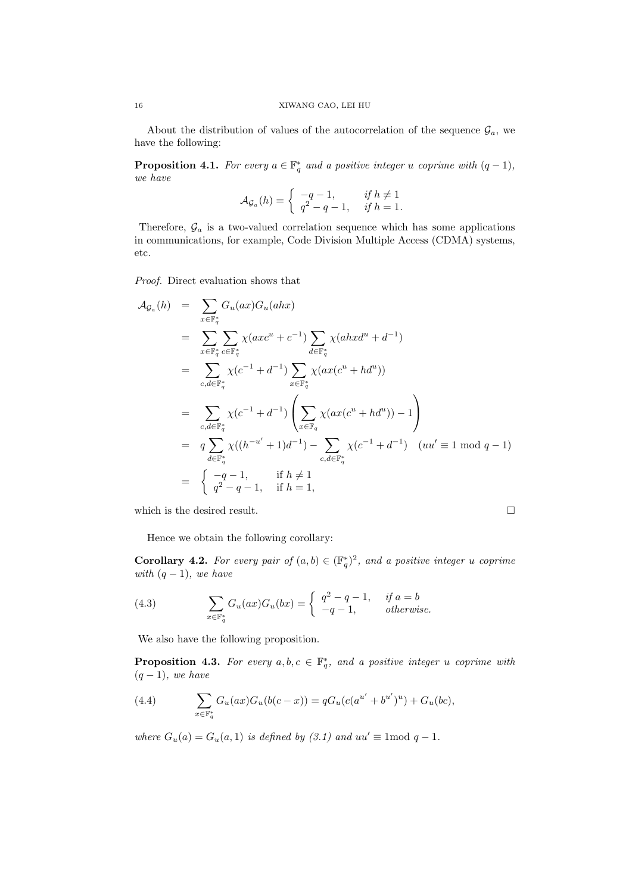About the distribution of values of the autocorrelation of the sequence $\mathcal{G}_a$, we have the following:

**Proposition 4.1.** *For every $a \in \mathbb{F}_q^*$ and a positive integer $u$ coprime with $(q-1)$, we have*

$$\mathcal{A}_{\mathcal{G}_a}(h) = \begin{cases} -q-1, & \text{if } h \neq 1 \\ q^2 - q - 1, & \text{if } h = 1. \end{cases}$$

Therefore, $\mathcal{G}_a$ is a two-valued correlation sequence which has some applications in communications, for example, Code Division Multiple Access (CDMA) systems, etc.

*Proof.* Direct evaluation shows that

$$\begin{aligned}
\mathcal{A}_{\mathcal{G}_a}(h) &= \sum_{x \in \mathbb{F}_q^*} G_u(ax) G_u(ahx) \\
&= \sum_{x \in \mathbb{F}_q^*} \sum_{c \in \mathbb{F}_q^*} \chi(axc^u + c^{-1}) \sum_{d \in \mathbb{F}_q^*} \chi(ahxd^u + d^{-1}) \\
&= \sum_{c,d \in \mathbb{F}_q^*} \chi(c^{-1} + d^{-1}) \sum_{x \in \mathbb{F}_q^*} \chi(ax(c^u + hd^u)) \\
&= \sum_{c,d \in \mathbb{F}_q^*} \chi(c^{-1} + d^{-1}) \left( \sum_{x \in \mathbb{F}_q} \chi(ax(c^u + hd^u)) - 1 \right) \\
&= q \sum_{d \in \mathbb{F}_q^*} \chi((h^{-u'} + 1)d^{-1}) - \sum_{c,d \in \mathbb{F}_q^*} \chi(c^{-1} + d^{-1}) \quad (uu' \equiv 1 \bmod q-1) \\
&= \begin{cases} -q-1, & \text{if } h \neq 1 \\ q^2 - q - 1, & \text{if } h = 1, \end{cases}
\end{aligned}$$

which is the desired result. □

Hence we obtain the following corollary:

**Corollary 4.2.** *For every pair of $(a, b) \in (\mathbb{F}_q^*)^2$, and a positive integer $u$ coprime with $(q-1)$, we have*

$$\sum_{x \in \mathbb{F}_q^*} G_u(ax) G_u(bx) = \begin{cases} q^2 - q - 1, & \text{if } a = b \\ -q-1, & \text{otherwise.} \end{cases} \tag{4.3}$$

We also have the following proposition.

**Proposition 4.3.** *For every $a, b, c \in \mathbb{F}_q^*$, and a positive integer $u$ coprime with $(q-1)$, we have*

$$\sum_{x \in \mathbb{F}_q^*} G_u(ax) G_u(b(c-x)) = qG_u(c(a^{u'} + b^{u'})^u) + G_u(bc), \tag{4.4}$$

*where $G_u(a) = G_u(a, 1)$ is defined by (3.1) and $uu' \equiv 1 \bmod q-1$.*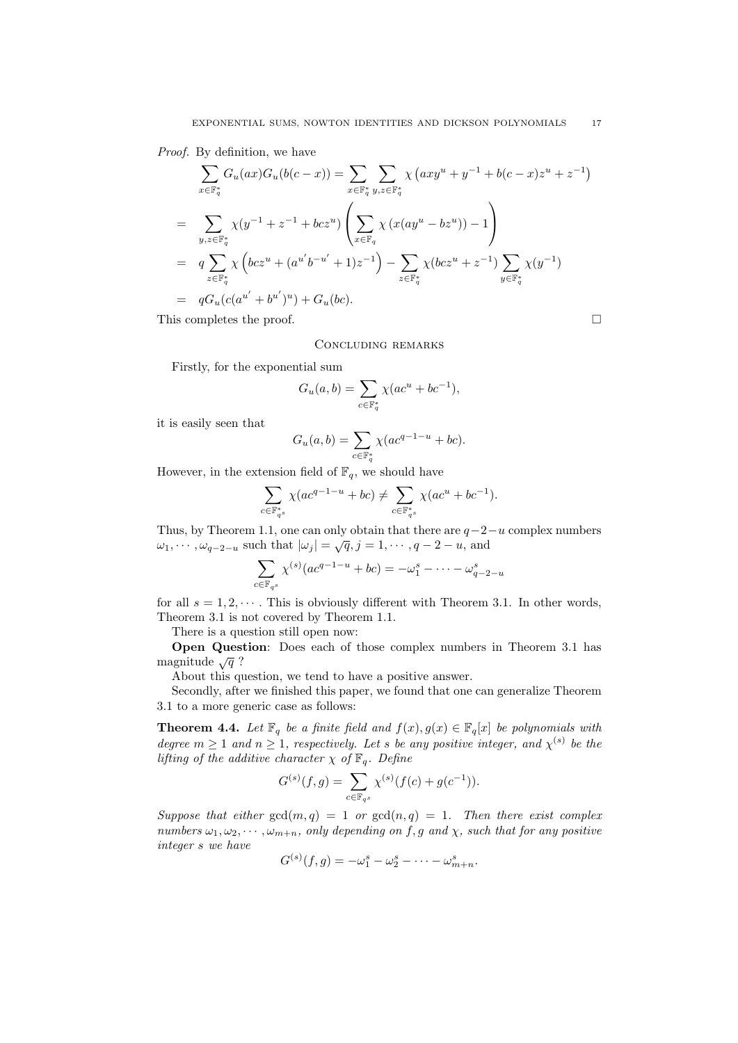*Proof.* By definition, we have

$$
\begin{aligned}
&\sum_{x\in\mathbb{F}_q^*} G_u(ax)G_u(b(c-x)) = \sum_{x\in\mathbb{F}_q^*}\sum_{y,z\in\mathbb{F}_q^*} \chi\left(axy^u + y^{-1} + b(c-x)z^u + z^{-1}\right)\\
= &\sum_{y,z\in\mathbb{F}_q^*} \chi(y^{-1}+z^{-1}+bcz^u)\left(\sum_{x\in\mathbb{F}_q}\chi\left(x(ay^u - bz^u)\right) - 1\right)\\
= &\; q\sum_{z\in\mathbb{F}_q^*}\chi\left(bcz^u + (a^{u'}b^{-u'}+1)z^{-1}\right) - \sum_{z\in\mathbb{F}_q^*}\chi(bcz^u+z^{-1})\sum_{y\in\mathbb{F}_q^*}\chi(y^{-1})\\
= &\; qG_u(c(a^{u'}+b^{u'})^u) + G_u(bc).
\end{aligned}
$$

This completes the proof. $\square$

## Concluding remarks

Firstly, for the exponential sum

$$G_u(a,b) = \sum_{c\in\mathbb{F}_q^*}\chi(ac^u + bc^{-1}),$$

it is easily seen that

$$G_u(a,b) = \sum_{c\in\mathbb{F}_q^*}\chi(ac^{q-1-u}+bc).$$

However, in the extension field of $\mathbb{F}_q$, we should have

$$\sum_{c\in\mathbb{F}_{q^s}^*}\chi(ac^{q-1-u}+bc) \neq \sum_{c\in\mathbb{F}_{q^s}^*}\chi(ac^u+bc^{-1}).$$

Thus, by Theorem 1.1, one can only obtain that there are $q-2-u$ complex numbers $\omega_1,\cdots,\omega_{q-2-u}$ such that $|\omega_j| = \sqrt{q}, j=1,\cdots,q-2-u$, and

$$\sum_{c\in\mathbb{F}_{q^s}}\chi^{(s)}(ac^{q-1-u}+bc) = -\omega_1^s - \cdots - \omega_{q-2-u}^s$$

for all $s=1,2,\cdots$. This is obviously different with Theorem 3.1. In other words, Theorem 3.1 is not covered by Theorem 1.1.

There is a question still open now:

**Open Question**: Does each of those complex numbers in Theorem 3.1 has magnitude $\sqrt{q}$ ?

About this question, we tend to have a positive answer.

Secondly, after we finished this paper, we found that one can generalize Theorem 3.1 to a more generic case as follows:

**Theorem 4.4.** *Let $\mathbb{F}_q$ be a finite field and $f(x), g(x)\in\mathbb{F}_q[x]$ be polynomials with degree $m\geq 1$ and $n\geq 1$, respectively. Let $s$ be any positive integer, and $\chi^{(s)}$ be the lifting of the additive character $\chi$ of $\mathbb{F}_q$. Define*

$$G^{(s)}(f,g) = \sum_{c\in\mathbb{F}_{q^s}}\chi^{(s)}(f(c)+g(c^{-1})).$$

*Suppose that either $\gcd(m,q)=1$ or $\gcd(n,q)=1$. Then there exist complex numbers $\omega_1,\omega_2,\cdots,\omega_{m+n}$, only depending on $f, g$ and $\chi$, such that for any positive integer $s$ we have*

$$G^{(s)}(f,g) = -\omega_1^s - \omega_2^s - \cdots - \omega_{m+n}^s.$$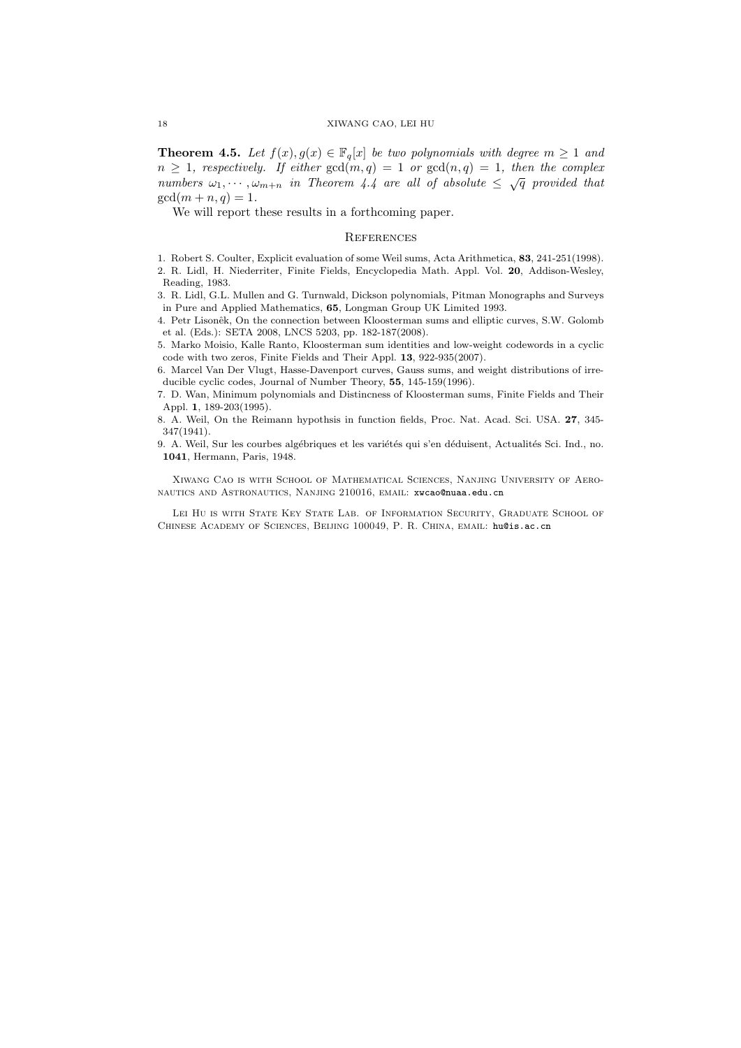**Theorem 4.5.** *Let $f(x), g(x) \in \mathbb{F}_q[x]$ be two polynomials with degree $m \geq 1$ and $n \geq 1$, respectively. If either $\gcd(m,q) = 1$ or $\gcd(n,q) = 1$, then the complex numbers $\omega_1, \cdots, \omega_{m+n}$ in Theorem 4.4 are all of absolute $\leq \sqrt{q}$ provided that $\gcd(m+n,q) = 1$.*

We will report these results in a forthcoming paper.

## References

1. Robert S. Coulter, Explicit evaluation of some Weil sums, Acta Arithmetica, **83**, 241-251(1998).
2. R. Lidl, H. Niederriter, Finite Fields, Encyclopedia Math. Appl. Vol. **20**, Addison-Wesley, Reading, 1983.
3. R. Lidl, G.L. Mullen and G. Turnwald, Dickson polynomials, Pitman Monographs and Surveys in Pure and Applied Mathematics, **65**, Longman Group UK Limited 1993.
4. Petr Lisonêk, On the connection between Kloosterman sums and elliptic curves, S.W. Golomb et al. (Eds.): SETA 2008, LNCS 5203, pp. 182-187(2008).
5. Marko Moisio, Kalle Ranto, Kloosterman sum identities and low-weight codewords in a cyclic code with two zeros, Finite Fields and Their Appl. **13**, 922-935(2007).
6. Marcel Van Der Vlugt, Hasse-Davenport curves, Gauss sums, and weight distributions of irreducible cyclic codes, Journal of Number Theory, **55**, 145-159(1996).
7. D. Wan, Minimum polynomials and Distincness of Kloosterman sums, Finite Fields and Their Appl. **1**, 189-203(1995).
8. A. Weil, On the Reimann hypothsis in function fields, Proc. Nat. Acad. Sci. USA. **27**, 345-347(1941).
9. A. Weil, Sur les courbes algébriques et les variétés qui s'en déduisent, Actualités Sci. Ind., no. **1041**, Hermann, Paris, 1948.

Xiwang Cao is with School of Mathematical Sciences, Nanjing University of Aeronautics and Astronautics, Nanjing 210016, email: xwcao@nuaa.edu.cn

Lei Hu is with State Key State Lab. of Information Security, Graduate School of Chinese Academy of Sciences, Beijing 100049, P. R. China, email: hu@is.ac.cn